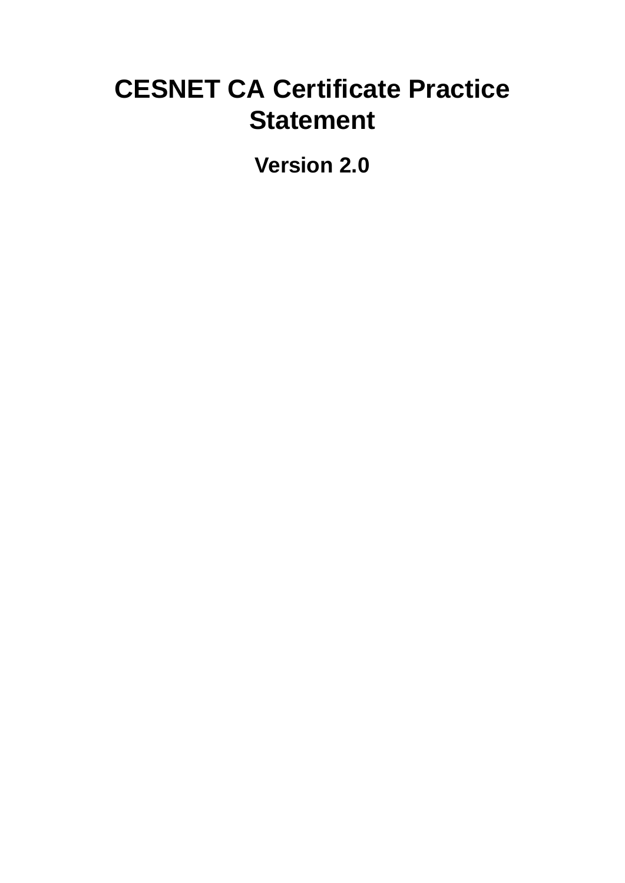# CESNET CA Certificate Practice Statement

## Version 2.0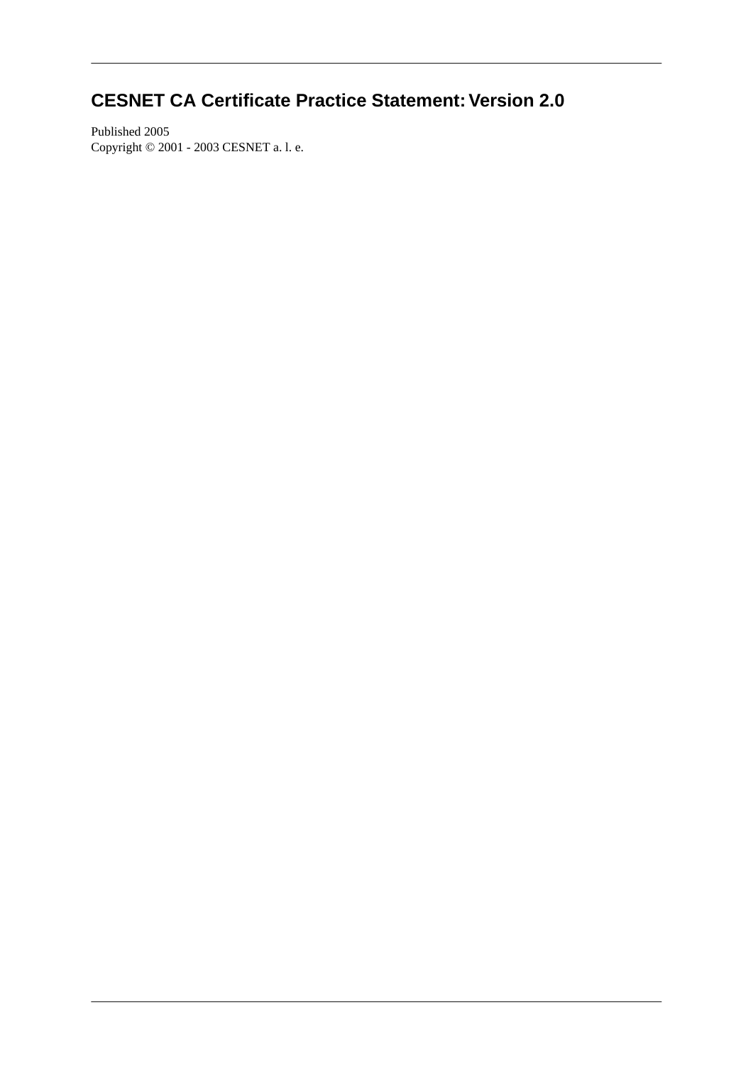# CESNET CA Certificate Practice Statement: Version 2.0

Published 2005
Copyright © 2001 - 2003 CESNET a. l. e.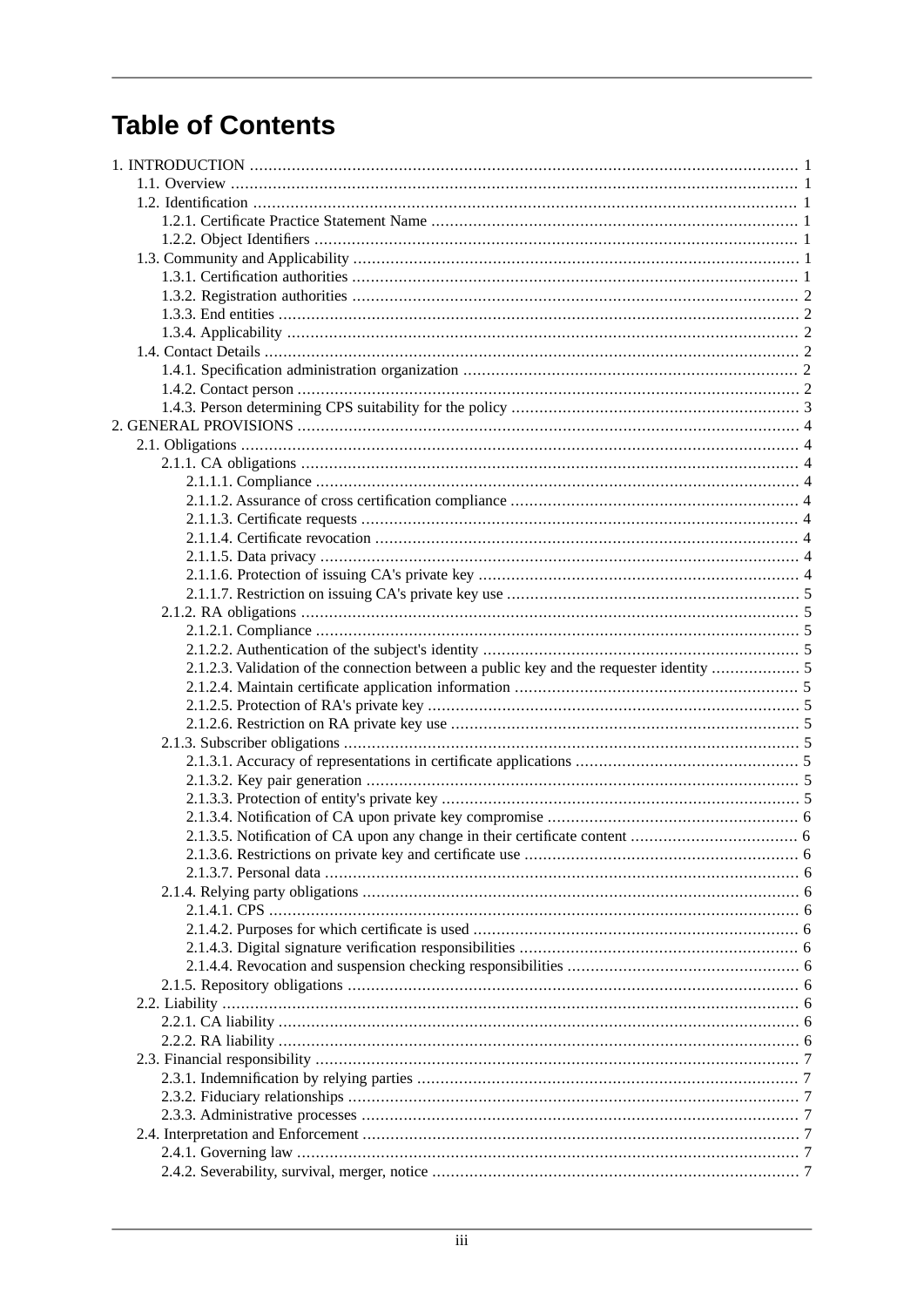# Table of Contents

- 1. INTRODUCTION ..... 1
  - 1.1. Overview ..... 1
  - 1.2. Identification ..... 1
    - 1.2.1. Certificate Practice Statement Name ..... 1
    - 1.2.2. Object Identifiers ..... 1
  - 1.3. Community and Applicability ..... 1
    - 1.3.1. Certification authorities ..... 1
    - 1.3.2. Registration authorities ..... 2
    - 1.3.3. End entities ..... 2
    - 1.3.4. Applicability ..... 2
  - 1.4. Contact Details ..... 2
    - 1.4.1. Specification administration organization ..... 2
    - 1.4.2. Contact person ..... 2
    - 1.4.3. Person determining CPS suitability for the policy ..... 3
- 2. GENERAL PROVISIONS ..... 4
  - 2.1. Obligations ..... 4
    - 2.1.1. CA obligations ..... 4
      - 2.1.1.1. Compliance ..... 4
      - 2.1.1.2. Assurance of cross certification compliance ..... 4
      - 2.1.1.3. Certificate requests ..... 4
      - 2.1.1.4. Certificate revocation ..... 4
      - 2.1.1.5. Data privacy ..... 4
      - 2.1.1.6. Protection of issuing CA's private key ..... 4
      - 2.1.1.7. Restriction on issuing CA's private key use ..... 5
    - 2.1.2. RA obligations ..... 5
      - 2.1.2.1. Compliance ..... 5
      - 2.1.2.2. Authentication of the subject's identity ..... 5
      - 2.1.2.3. Validation of the connection between a public key and the requester identity ..... 5
      - 2.1.2.4. Maintain certificate application information ..... 5
      - 2.1.2.5. Protection of RA's private key ..... 5
      - 2.1.2.6. Restriction on RA private key use ..... 5
    - 2.1.3. Subscriber obligations ..... 5
      - 2.1.3.1. Accuracy of representations in certificate applications ..... 5
      - 2.1.3.2. Key pair generation ..... 5
      - 2.1.3.3. Protection of entity's private key ..... 5
      - 2.1.3.4. Notification of CA upon private key compromise ..... 6
      - 2.1.3.5. Notification of CA upon any change in their certificate content ..... 6
      - 2.1.3.6. Restrictions on private key and certificate use ..... 6
      - 2.1.3.7. Personal data ..... 6
    - 2.1.4. Relying party obligations ..... 6
      - 2.1.4.1. CPS ..... 6
      - 2.1.4.2. Purposes for which certificate is used ..... 6
      - 2.1.4.3. Digital signature verification responsibilities ..... 6
      - 2.1.4.4. Revocation and suspension checking responsibilities ..... 6
    - 2.1.5. Repository obligations ..... 6
  - 2.2. Liability ..... 6
    - 2.2.1. CA liability ..... 6
    - 2.2.2. RA liability ..... 6
  - 2.3. Financial responsibility ..... 7
    - 2.3.1. Indemnification by relying parties ..... 7
    - 2.3.2. Fiduciary relationships ..... 7
    - 2.3.3. Administrative processes ..... 7
  - 2.4. Interpretation and Enforcement ..... 7
    - 2.4.1. Governing law ..... 7
    - 2.4.2. Severability, survival, merger, notice ..... 7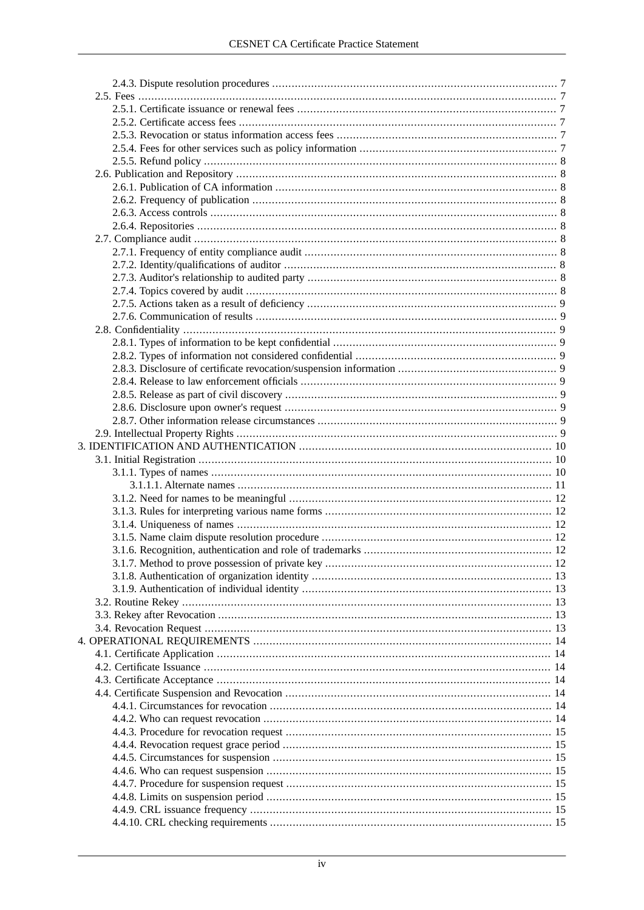- 2.4.3. Dispute resolution procedures ........................................................................................ 7
- 2.5. Fees ...................................................................................................................................... 7
  - 2.5.1. Certificate issuance or renewal fees ................................................................................ 7
  - 2.5.2. Certificate access fees ...................................................................................................... 7
  - 2.5.3. Revocation or status information access fees ................................................................... 7
  - 2.5.4. Fees for other services such as policy information ............................................................ 7
  - 2.5.5. Refund policy .................................................................................................................... 8
- 2.6. Publication and Repository .................................................................................................... 8
  - 2.6.1. Publication of CA information ......................................................................................... 8
  - 2.6.2. Frequency of publication .................................................................................................. 8
  - 2.6.3. Access controls ................................................................................................................. 8
  - 2.6.4. Repositories ...................................................................................................................... 8
- 2.7. Compliance audit .................................................................................................................... 8
  - 2.7.1. Frequency of entity compliance audit ............................................................................... 8
  - 2.7.2. Identity/qualifications of auditor ...................................................................................... 8
  - 2.7.3. Auditor's relationship to audited party ............................................................................. 8
  - 2.7.4. Topics covered by audit .................................................................................................... 8
  - 2.7.5. Actions taken as a result of deficiency ............................................................................. 9
  - 2.7.6. Communication of results ................................................................................................. 9
- 2.8. Confidentiality ......................................................................................................................... 9
  - 2.8.1. Types of information to be kept confidential ..................................................................... 9
  - 2.8.2. Types of information not considered confidential ............................................................. 9
  - 2.8.3. Disclosure of certificate revocation/suspension information ............................................. 9
  - 2.8.4. Release to law enforcement officials ................................................................................. 9
  - 2.8.5. Release as part of civil discovery ...................................................................................... 9
  - 2.8.6. Disclosure upon owner's request ...................................................................................... 9
  - 2.8.7. Other information release circumstances .......................................................................... 9
- 2.9. Intellectual Property Rights ..................................................................................................... 9

3. IDENTIFICATION AND AUTHENTICATION ............................................................................ 10
- 3.1. Initial Registration ................................................................................................................ 10
  - 3.1.1. Types of names ............................................................................................................... 10
    - 3.1.1.1. Alternate names .......................................................................................................... 11
  - 3.1.2. Need for names to be meaningful ................................................................................... 12
  - 3.1.3. Rules for interpreting various name forms ...................................................................... 12
  - 3.1.4. Uniqueness of names ...................................................................................................... 12
  - 3.1.5. Name claim dispute resolution procedure ........................................................................ 12
  - 3.1.6. Recognition, authentication and role of trademarks ........................................................ 12
  - 3.1.7. Method to prove possession of private key ...................................................................... 12
  - 3.1.8. Authentication of organization identity ........................................................................... 13
  - 3.1.9. Authentication of individual identity ............................................................................... 13
- 3.2. Routine Rekey ....................................................................................................................... 13
- 3.3. Rekey after Revocation ......................................................................................................... 13
- 3.4. Revocation Request ............................................................................................................... 13

4. OPERATIONAL REQUIREMENTS ........................................................................................... 14
- 4.1. Certificate Application .......................................................................................................... 14
- 4.2. Certificate Issuance ............................................................................................................... 14
- 4.3. Certificate Acceptance .......................................................................................................... 14
- 4.4. Certificate Suspension and Revocation .................................................................................. 14
  - 4.4.1. Circumstances for revocation .......................................................................................... 14
  - 4.4.2. Who can request revocation ............................................................................................ 14
  - 4.4.3. Procedure for revocation request ..................................................................................... 15
  - 4.4.4. Revocation request grace period ..................................................................................... 15
  - 4.4.5. Circumstances for suspension ......................................................................................... 15
  - 4.4.6. Who can request suspension ........................................................................................... 15
  - 4.4.7. Procedure for suspension request .................................................................................... 15
  - 4.4.8. Limits on suspension period ........................................................................................... 15
  - 4.4.9. CRL issuance frequency ................................................................................................. 15
  - 4.4.10. CRL checking requirements .......................................................................................... 15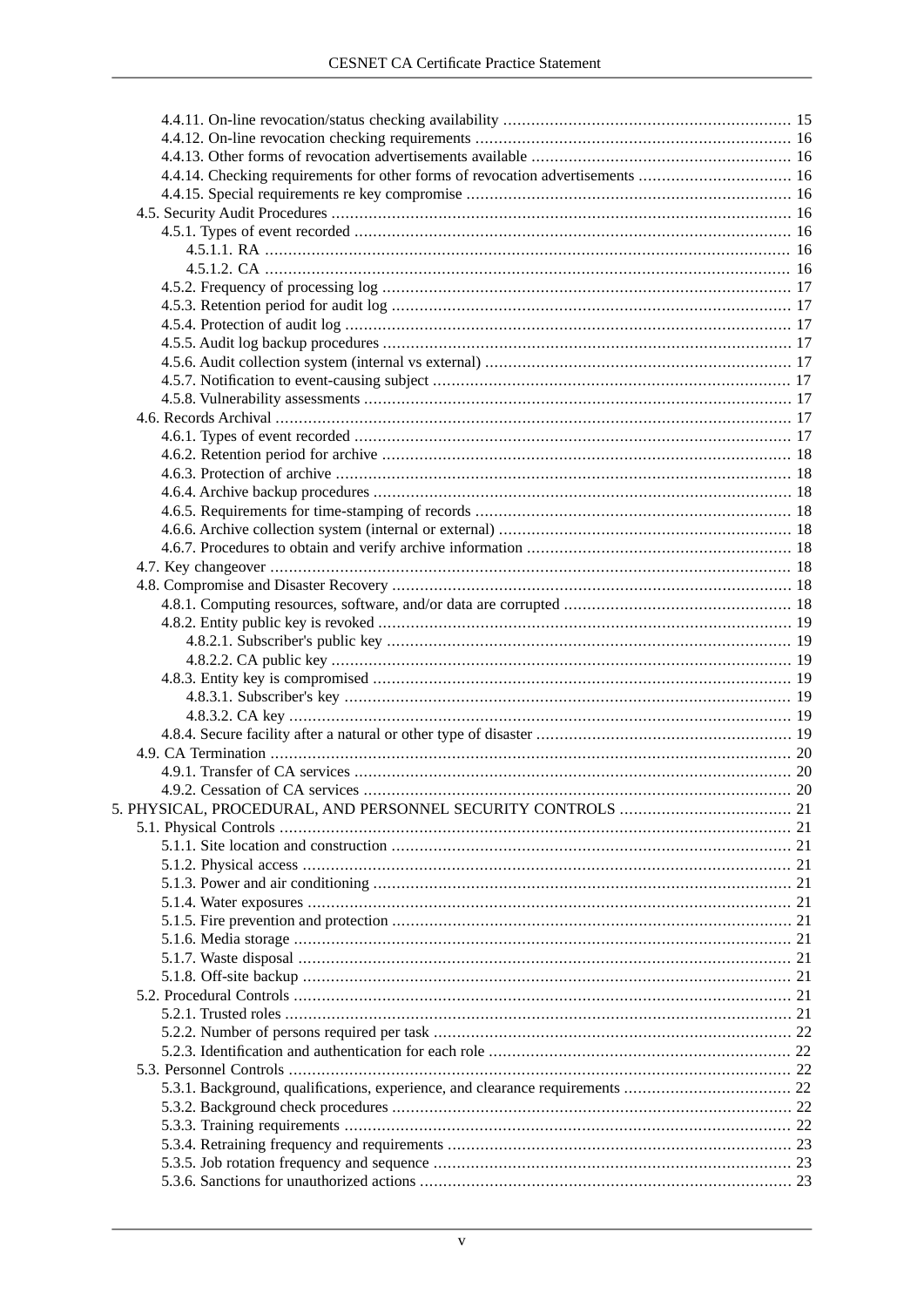4.4.11. On-line revocation/status checking availability ..... 15
4.4.12. On-line revocation checking requirements ..... 16
4.4.13. Other forms of revocation advertisements available ..... 16
4.4.14. Checking requirements for other forms of revocation advertisements ..... 16
4.4.15. Special requirements re key compromise ..... 16
4.5. Security Audit Procedures ..... 16
4.5.1. Types of event recorded ..... 16
4.5.1.1. RA ..... 16
4.5.1.2. CA ..... 16
4.5.2. Frequency of processing log ..... 17
4.5.3. Retention period for audit log ..... 17
4.5.4. Protection of audit log ..... 17
4.5.5. Audit log backup procedures ..... 17
4.5.6. Audit collection system (internal vs external) ..... 17
4.5.7. Notification to event-causing subject ..... 17
4.5.8. Vulnerability assessments ..... 17
4.6. Records Archival ..... 17
4.6.1. Types of event recorded ..... 17
4.6.2. Retention period for archive ..... 18
4.6.3. Protection of archive ..... 18
4.6.4. Archive backup procedures ..... 18
4.6.5. Requirements for time-stamping of records ..... 18
4.6.6. Archive collection system (internal or external) ..... 18
4.6.7. Procedures to obtain and verify archive information ..... 18
4.7. Key changeover ..... 18
4.8. Compromise and Disaster Recovery ..... 18
4.8.1. Computing resources, software, and/or data are corrupted ..... 18
4.8.2. Entity public key is revoked ..... 19
4.8.2.1. Subscriber's public key ..... 19
4.8.2.2. CA public key ..... 19
4.8.3. Entity key is compromised ..... 19
4.8.3.1. Subscriber's key ..... 19
4.8.3.2. CA key ..... 19
4.8.4. Secure facility after a natural or other type of disaster ..... 19
4.9. CA Termination ..... 20
4.9.1. Transfer of CA services ..... 20
4.9.2. Cessation of CA services ..... 20
5. PHYSICAL, PROCEDURAL, AND PERSONNEL SECURITY CONTROLS ..... 21
5.1. Physical Controls ..... 21
5.1.1. Site location and construction ..... 21
5.1.2. Physical access ..... 21
5.1.3. Power and air conditioning ..... 21
5.1.4. Water exposures ..... 21
5.1.5. Fire prevention and protection ..... 21
5.1.6. Media storage ..... 21
5.1.7. Waste disposal ..... 21
5.1.8. Off-site backup ..... 21
5.2. Procedural Controls ..... 21
5.2.1. Trusted roles ..... 21
5.2.2. Number of persons required per task ..... 22
5.2.3. Identification and authentication for each role ..... 22
5.3. Personnel Controls ..... 22
5.3.1. Background, qualifications, experience, and clearance requirements ..... 22
5.3.2. Background check procedures ..... 22
5.3.3. Training requirements ..... 22
5.3.4. Retraining frequency and requirements ..... 23
5.3.5. Job rotation frequency and sequence ..... 23
5.3.6. Sanctions for unauthorized actions ..... 23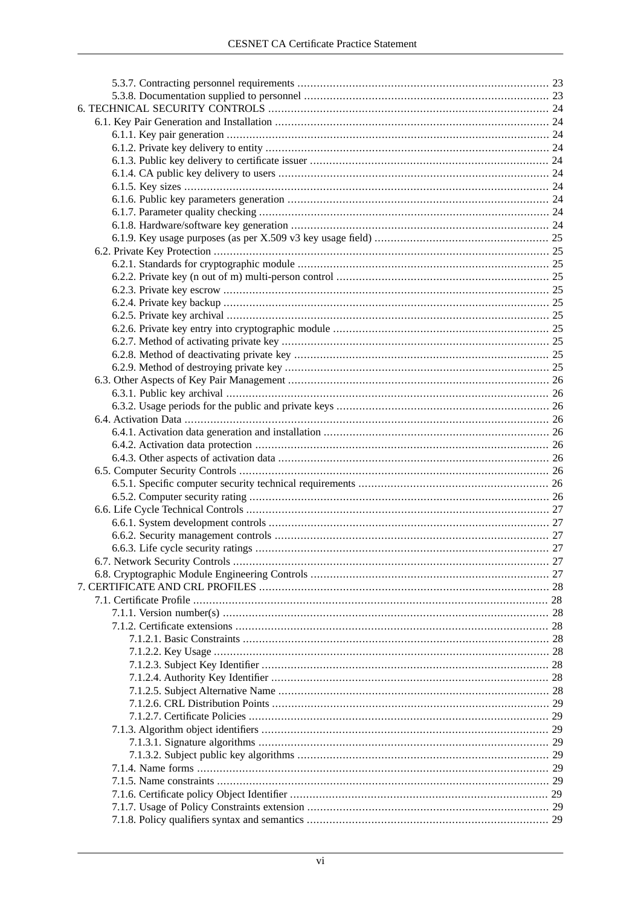5.3.7. Contracting personnel requirements ........................................................................ 23
5.3.8. Documentation supplied to personnel ........................................................................ 23
6. TECHNICAL SECURITY CONTROLS ........................................................................ 24
6.1. Key Pair Generation and Installation ........................................................................ 24
6.1.1. Key pair generation ........................................................................ 24
6.1.2. Private key delivery to entity ........................................................................ 24
6.1.3. Public key delivery to certificate issuer ........................................................................ 24
6.1.4. CA public key delivery to users ........................................................................ 24
6.1.5. Key sizes ........................................................................ 24
6.1.6. Public key parameters generation ........................................................................ 24
6.1.7. Parameter quality checking ........................................................................ 24
6.1.8. Hardware/software key generation ........................................................................ 24
6.1.9. Key usage purposes (as per X.509 v3 key usage field) ........................................................................ 25
6.2. Private Key Protection ........................................................................ 25
6.2.1. Standards for cryptographic module ........................................................................ 25
6.2.2. Private key (n out of m) multi-person control ........................................................................ 25
6.2.3. Private key escrow ........................................................................ 25
6.2.4. Private key backup ........................................................................ 25
6.2.5. Private key archival ........................................................................ 25
6.2.6. Private key entry into cryptographic module ........................................................................ 25
6.2.7. Method of activating private key ........................................................................ 25
6.2.8. Method of deactivating private key ........................................................................ 25
6.2.9. Method of destroying private key ........................................................................ 25
6.3. Other Aspects of Key Pair Management ........................................................................ 26
6.3.1. Public key archival ........................................................................ 26
6.3.2. Usage periods for the public and private keys ........................................................................ 26
6.4. Activation Data ........................................................................ 26
6.4.1. Activation data generation and installation ........................................................................ 26
6.4.2. Activation data protection ........................................................................ 26
6.4.3. Other aspects of activation data ........................................................................ 26
6.5. Computer Security Controls ........................................................................ 26
6.5.1. Specific computer security technical requirements ........................................................................ 26
6.5.2. Computer security rating ........................................................................ 26
6.6. Life Cycle Technical Controls ........................................................................ 27
6.6.1. System development controls ........................................................................ 27
6.6.2. Security management controls ........................................................................ 27
6.6.3. Life cycle security ratings ........................................................................ 27
6.7. Network Security Controls ........................................................................ 27
6.8. Cryptographic Module Engineering Controls ........................................................................ 27
7. CERTIFICATE AND CRL PROFILES ........................................................................ 28
7.1. Certificate Profile ........................................................................ 28
7.1.1. Version number(s) ........................................................................ 28
7.1.2. Certificate extensions ........................................................................ 28
7.1.2.1. Basic Constraints ........................................................................ 28
7.1.2.2. Key Usage ........................................................................ 28
7.1.2.3. Subject Key Identifier ........................................................................ 28
7.1.2.4. Authority Key Identifier ........................................................................ 28
7.1.2.5. Subject Alternative Name ........................................................................ 28
7.1.2.6. CRL Distribution Points ........................................................................ 29
7.1.2.7. Certificate Policies ........................................................................ 29
7.1.3. Algorithm object identifiers ........................................................................ 29
7.1.3.1. Signature algorithms ........................................................................ 29
7.1.3.2. Subject public key algorithms ........................................................................ 29
7.1.4. Name forms ........................................................................ 29
7.1.5. Name constraints ........................................................................ 29
7.1.6. Certificate policy Object Identifier ........................................................................ 29
7.1.7. Usage of Policy Constraints extension ........................................................................ 29
7.1.8. Policy qualifiers syntax and semantics ........................................................................ 29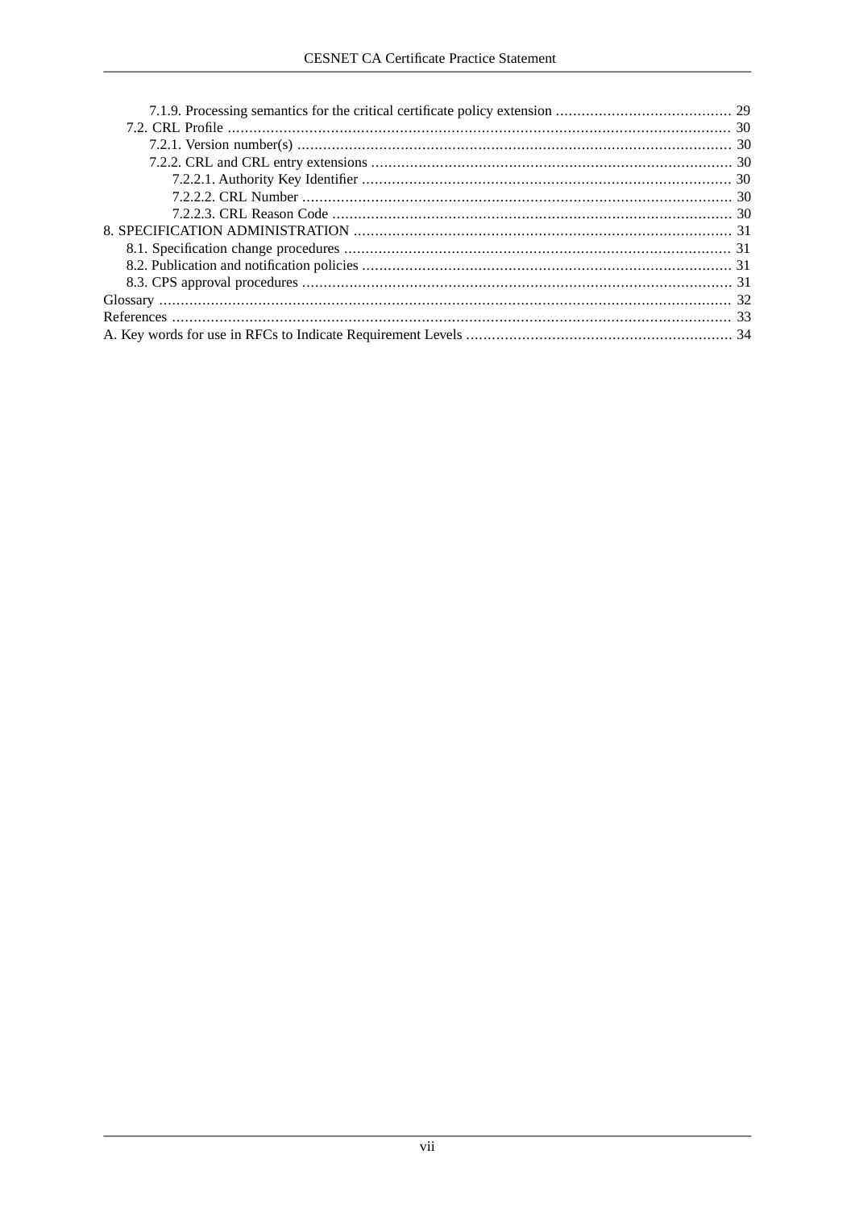7.1.9. Processing semantics for the critical certificate policy extension ......................................... 29
7.2. CRL Profile ..................................................................................................................... 30
7.2.1. Version number(s) ..................................................................................................... 30
7.2.2. CRL and CRL entry extensions .................................................................................... 30
7.2.2.1. Authority Key Identifier ...................................................................................... 30
7.2.2.2. CRL Number .................................................................................................... 30
7.2.2.3. CRL Reason Code ............................................................................................. 30
8. SPECIFICATION ADMINISTRATION ........................................................................................ 31
8.1. Specification change procedures .......................................................................................... 31
8.2. Publication and notification policies ...................................................................................... 31
8.3. CPS approval procedures .................................................................................................... 31
Glossary ..................................................................................................................................... 32
References .................................................................................................................................. 33
A. Key words for use in RFCs to Indicate Requirement Levels .............................................................. 34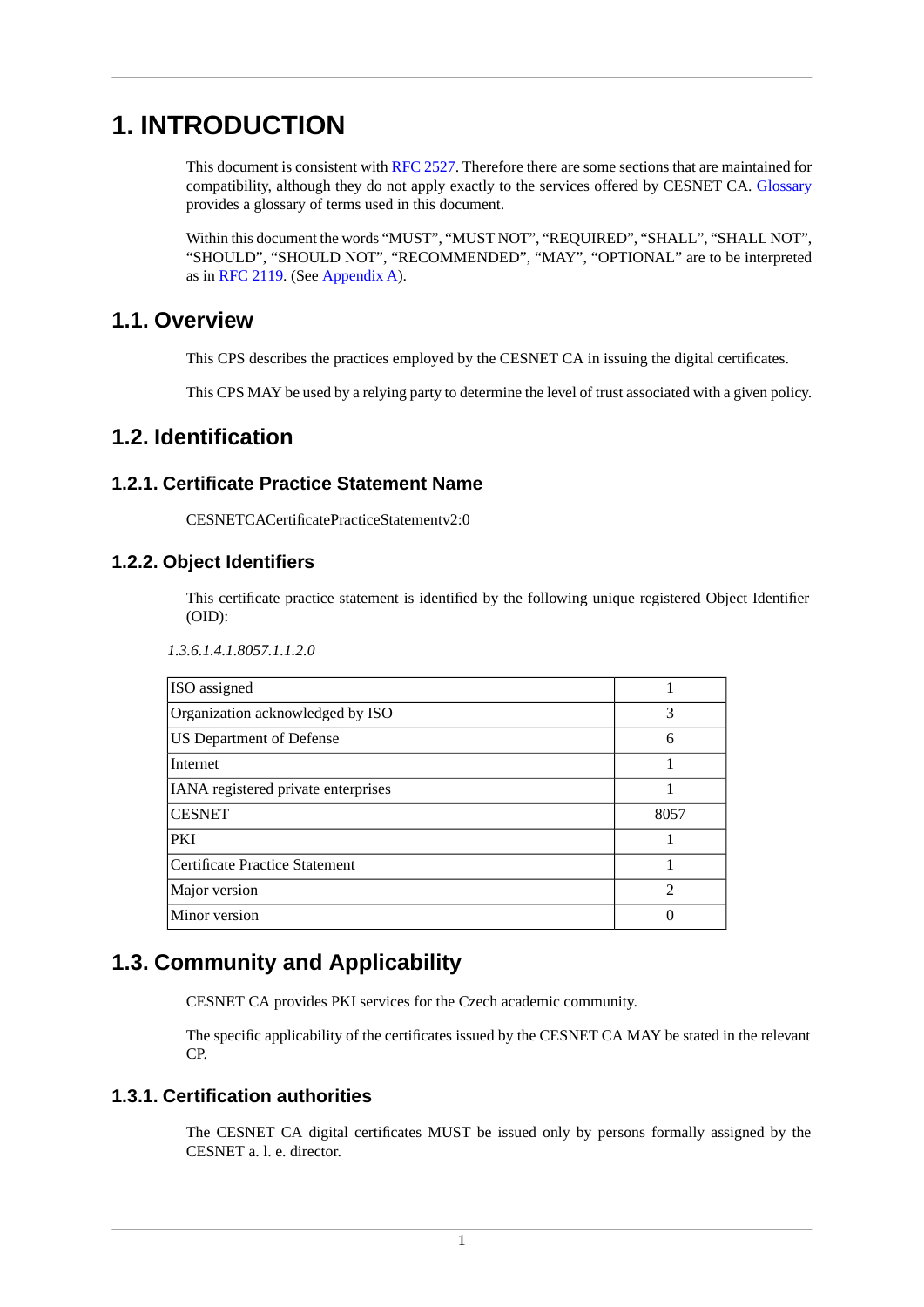# 1. INTRODUCTION

This document is consistent with RFC 2527. Therefore there are some sections that are maintained for compatibility, although they do not apply exactly to the services offered by CESNET CA. Glossary provides a glossary of terms used in this document.

Within this document the words “MUST”, “MUST NOT”, “REQUIRED”, “SHALL”, “SHALL NOT”, “SHOULD”, “SHOULD NOT”, “RECOMMENDED”, “MAY”, “OPTIONAL” are to be interpreted as in RFC 2119. (See Appendix A).

## 1.1. Overview

This CPS describes the practices employed by the CESNET CA in issuing the digital certificates.

This CPS MAY be used by a relying party to determine the level of trust associated with a given policy.

## 1.2. Identification

### 1.2.1. Certificate Practice Statement Name

CESNETCACertificatePracticeStatementv2:0

### 1.2.2. Object Identifiers

This certificate practice statement is identified by the following unique registered Object Identifier (OID):

*1.3.6.1.4.1.8057.1.1.2.0*

| | |
|---|---|
| ISO assigned | 1 |
| Organization acknowledged by ISO | 3 |
| US Department of Defense | 6 |
| Internet | 1 |
| IANA registered private enterprises | 1 |
| CESNET | 8057 |
| PKI | 1 |
| Certificate Practice Statement | 1 |
| Major version | 2 |
| Minor version | 0 |

## 1.3. Community and Applicability

CESNET CA provides PKI services for the Czech academic community.

The specific applicability of the certificates issued by the CESNET CA MAY be stated in the relevant CP.

### 1.3.1. Certification authorities

The CESNET CA digital certificates MUST be issued only by persons formally assigned by the CESNET a. l. e. director.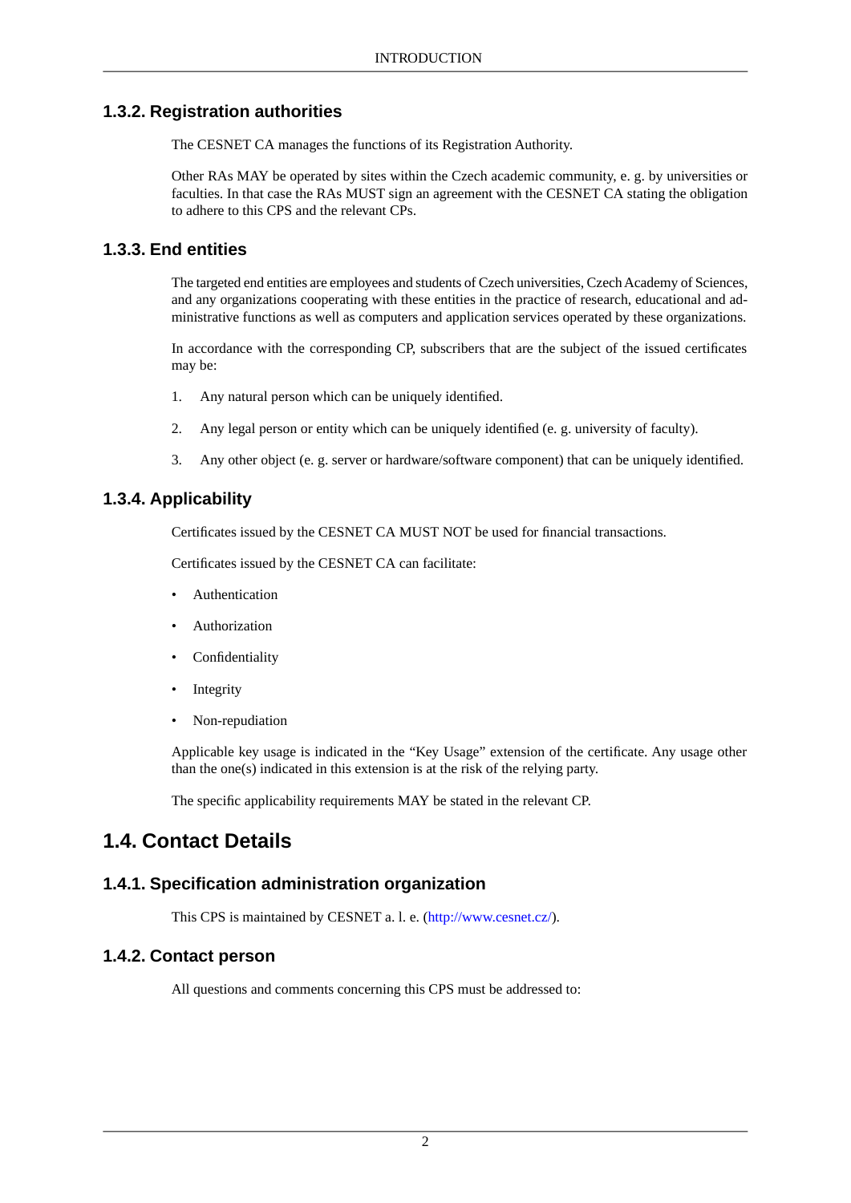### 1.3.2. Registration authorities

The CESNET CA manages the functions of its Registration Authority.

Other RAs MAY be operated by sites within the Czech academic community, e. g. by universities or faculties. In that case the RAs MUST sign an agreement with the CESNET CA stating the obligation to adhere to this CPS and the relevant CPs.

### 1.3.3. End entities

The targeted end entities are employees and students of Czech universities, Czech Academy of Sciences, and any organizations cooperating with these entities in the practice of research, educational and administrative functions as well as computers and application services operated by these organizations.

In accordance with the corresponding CP, subscribers that are the subject of the issued certificates may be:

1. Any natural person which can be uniquely identified.
2. Any legal person or entity which can be uniquely identified (e. g. university of faculty).
3. Any other object (e. g. server or hardware/software component) that can be uniquely identified.

### 1.3.4. Applicability

Certificates issued by the CESNET CA MUST NOT be used for financial transactions.

Certificates issued by the CESNET CA can facilitate:

- Authentication
- Authorization
- Confidentiality
- Integrity
- Non-repudiation

Applicable key usage is indicated in the “Key Usage” extension of the certificate. Any usage other than the one(s) indicated in this extension is at the risk of the relying party.

The specific applicability requirements MAY be stated in the relevant CP.

## 1.4. Contact Details

### 1.4.1. Specification administration organization

This CPS is maintained by CESNET a. l. e. (http://www.cesnet.cz/).

### 1.4.2. Contact person

All questions and comments concerning this CPS must be addressed to: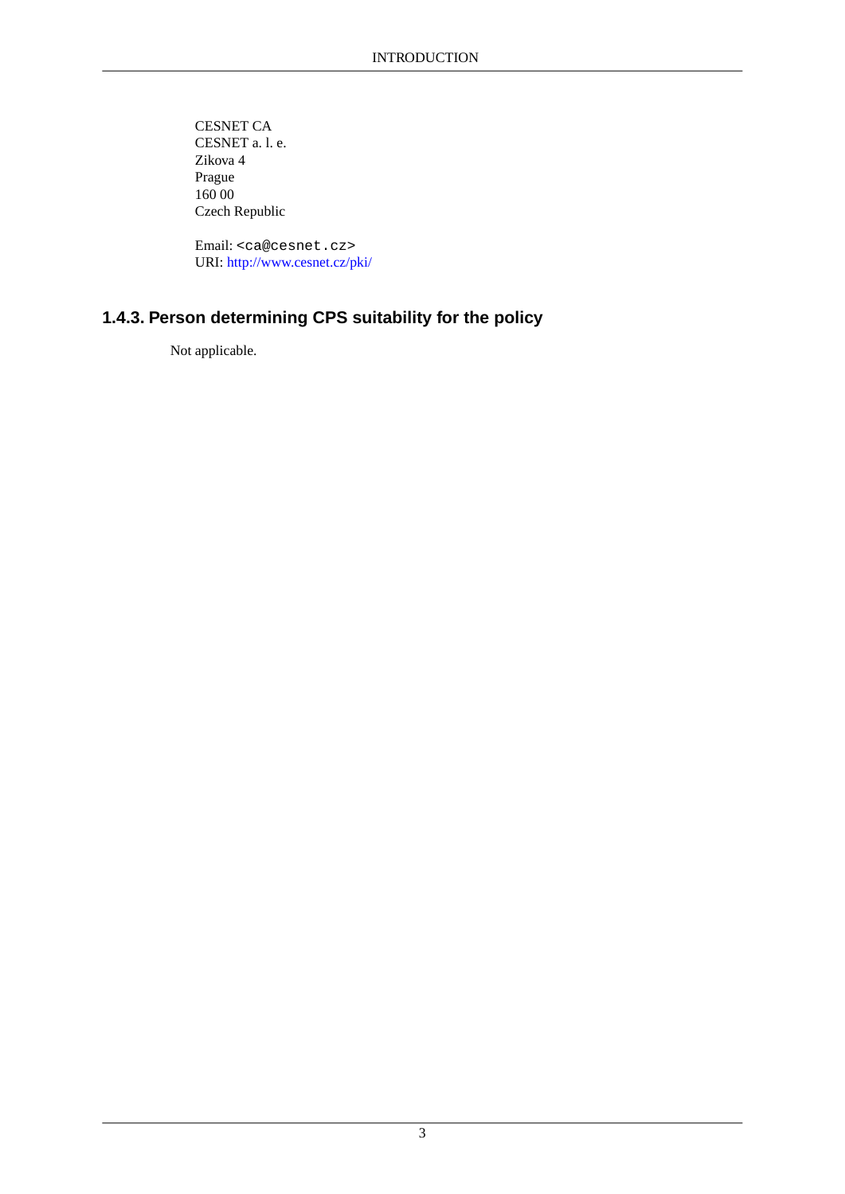CESNET CA
CESNET a. l. e.
Zikova 4
Prague
160 00
Czech Republic

Email: <ca@cesnet.cz>
URI: http://www.cesnet.cz/pki/

### 1.4.3. Person determining CPS suitability for the policy

Not applicable.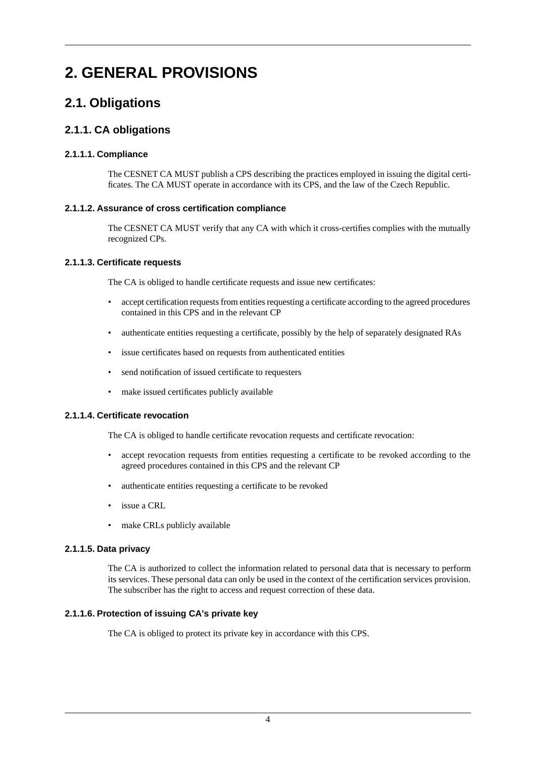# 2. GENERAL PROVISIONS

## 2.1. Obligations

### 2.1.1. CA obligations

#### 2.1.1.1. Compliance

The CESNET CA MUST publish a CPS describing the practices employed in issuing the digital certificates. The CA MUST operate in accordance with its CPS, and the law of the Czech Republic.

#### 2.1.1.2. Assurance of cross certification compliance

The CESNET CA MUST verify that any CA with which it cross-certifies complies with the mutually recognized CPs.

#### 2.1.1.3. Certificate requests

The CA is obliged to handle certificate requests and issue new certificates:

- accept certification requests from entities requesting a certificate according to the agreed procedures contained in this CPS and in the relevant CP
- authenticate entities requesting a certificate, possibly by the help of separately designated RAs
- issue certificates based on requests from authenticated entities
- send notification of issued certificate to requesters
- make issued certificates publicly available

#### 2.1.1.4. Certificate revocation

The CA is obliged to handle certificate revocation requests and certificate revocation:

- accept revocation requests from entities requesting a certificate to be revoked according to the agreed procedures contained in this CPS and the relevant CP
- authenticate entities requesting a certificate to be revoked
- issue a CRL
- make CRLs publicly available

#### 2.1.1.5. Data privacy

The CA is authorized to collect the information related to personal data that is necessary to perform its services. These personal data can only be used in the context of the certification services provision. The subscriber has the right to access and request correction of these data.

#### 2.1.1.6. Protection of issuing CA's private key

The CA is obliged to protect its private key in accordance with this CPS.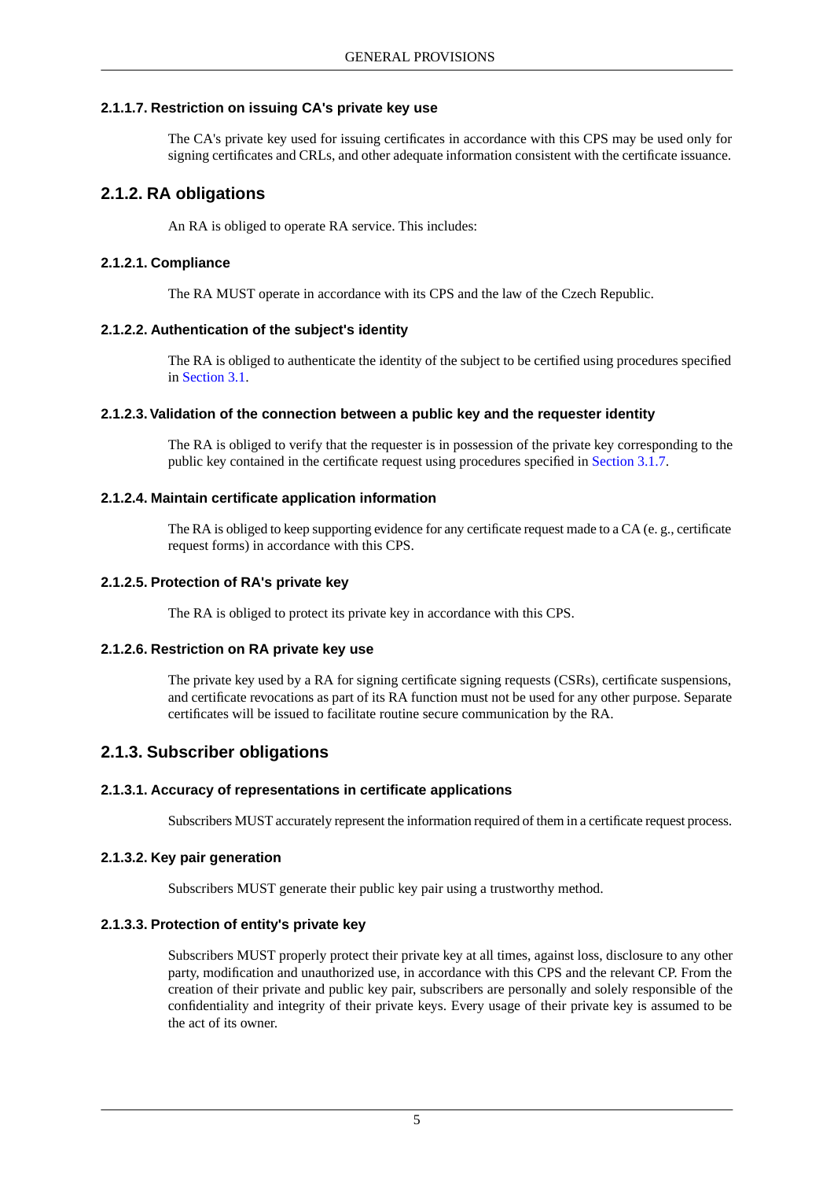#### 2.1.1.7. Restriction on issuing CA's private key use

The CA's private key used for issuing certificates in accordance with this CPS may be used only for signing certificates and CRLs, and other adequate information consistent with the certificate issuance.

### 2.1.2. RA obligations

An RA is obliged to operate RA service. This includes:

#### 2.1.2.1. Compliance

The RA MUST operate in accordance with its CPS and the law of the Czech Republic.

#### 2.1.2.2. Authentication of the subject's identity

The RA is obliged to authenticate the identity of the subject to be certified using procedures specified in Section 3.1.

#### 2.1.2.3. Validation of the connection between a public key and the requester identity

The RA is obliged to verify that the requester is in possession of the private key corresponding to the public key contained in the certificate request using procedures specified in Section 3.1.7.

#### 2.1.2.4. Maintain certificate application information

The RA is obliged to keep supporting evidence for any certificate request made to a CA (e. g., certificate request forms) in accordance with this CPS.

#### 2.1.2.5. Protection of RA's private key

The RA is obliged to protect its private key in accordance with this CPS.

#### 2.1.2.6. Restriction on RA private key use

The private key used by a RA for signing certificate signing requests (CSRs), certificate suspensions, and certificate revocations as part of its RA function must not be used for any other purpose. Separate certificates will be issued to facilitate routine secure communication by the RA.

### 2.1.3. Subscriber obligations

#### 2.1.3.1. Accuracy of representations in certificate applications

Subscribers MUST accurately represent the information required of them in a certificate request process.

#### 2.1.3.2. Key pair generation

Subscribers MUST generate their public key pair using a trustworthy method.

#### 2.1.3.3. Protection of entity's private key

Subscribers MUST properly protect their private key at all times, against loss, disclosure to any other party, modification and unauthorized use, in accordance with this CPS and the relevant CP. From the creation of their private and public key pair, subscribers are personally and solely responsible of the confidentiality and integrity of their private keys. Every usage of their private key is assumed to be the act of its owner.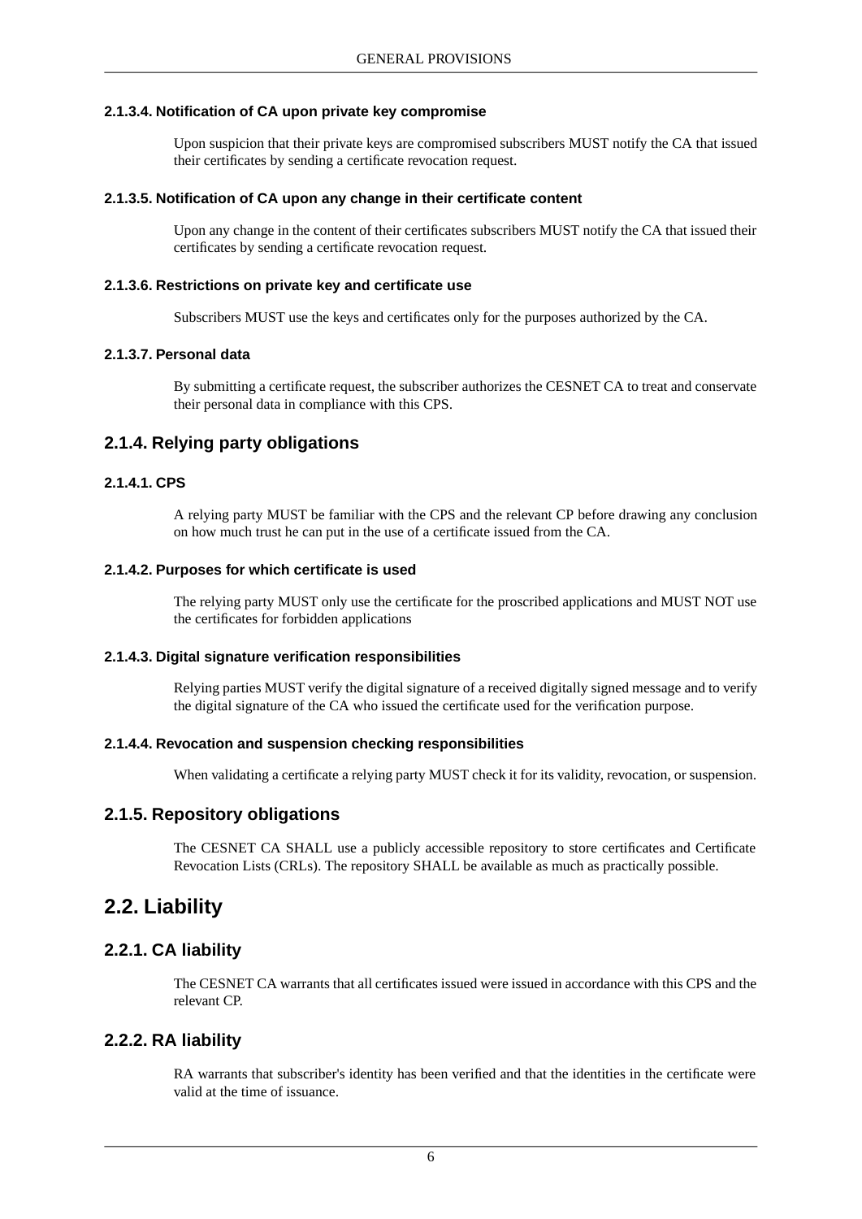#### 2.1.3.4. Notification of CA upon private key compromise

Upon suspicion that their private keys are compromised subscribers MUST notify the CA that issued their certificates by sending a certificate revocation request.

#### 2.1.3.5. Notification of CA upon any change in their certificate content

Upon any change in the content of their certificates subscribers MUST notify the CA that issued their certificates by sending a certificate revocation request.

#### 2.1.3.6. Restrictions on private key and certificate use

Subscribers MUST use the keys and certificates only for the purposes authorized by the CA.

#### 2.1.3.7. Personal data

By submitting a certificate request, the subscriber authorizes the CESNET CA to treat and conservate their personal data in compliance with this CPS.

### 2.1.4. Relying party obligations

#### 2.1.4.1. CPS

A relying party MUST be familiar with the CPS and the relevant CP before drawing any conclusion on how much trust he can put in the use of a certificate issued from the CA.

#### 2.1.4.2. Purposes for which certificate is used

The relying party MUST only use the certificate for the proscribed applications and MUST NOT use the certificates for forbidden applications

#### 2.1.4.3. Digital signature verification responsibilities

Relying parties MUST verify the digital signature of a received digitally signed message and to verify the digital signature of the CA who issued the certificate used for the verification purpose.

#### 2.1.4.4. Revocation and suspension checking responsibilities

When validating a certificate a relying party MUST check it for its validity, revocation, or suspension.

### 2.1.5. Repository obligations

The CESNET CA SHALL use a publicly accessible repository to store certificates and Certificate Revocation Lists (CRLs). The repository SHALL be available as much as practically possible.

## 2.2. Liability

### 2.2.1. CA liability

The CESNET CA warrants that all certificates issued were issued in accordance with this CPS and the relevant CP.

### 2.2.2. RA liability

RA warrants that subscriber's identity has been verified and that the identities in the certificate were valid at the time of issuance.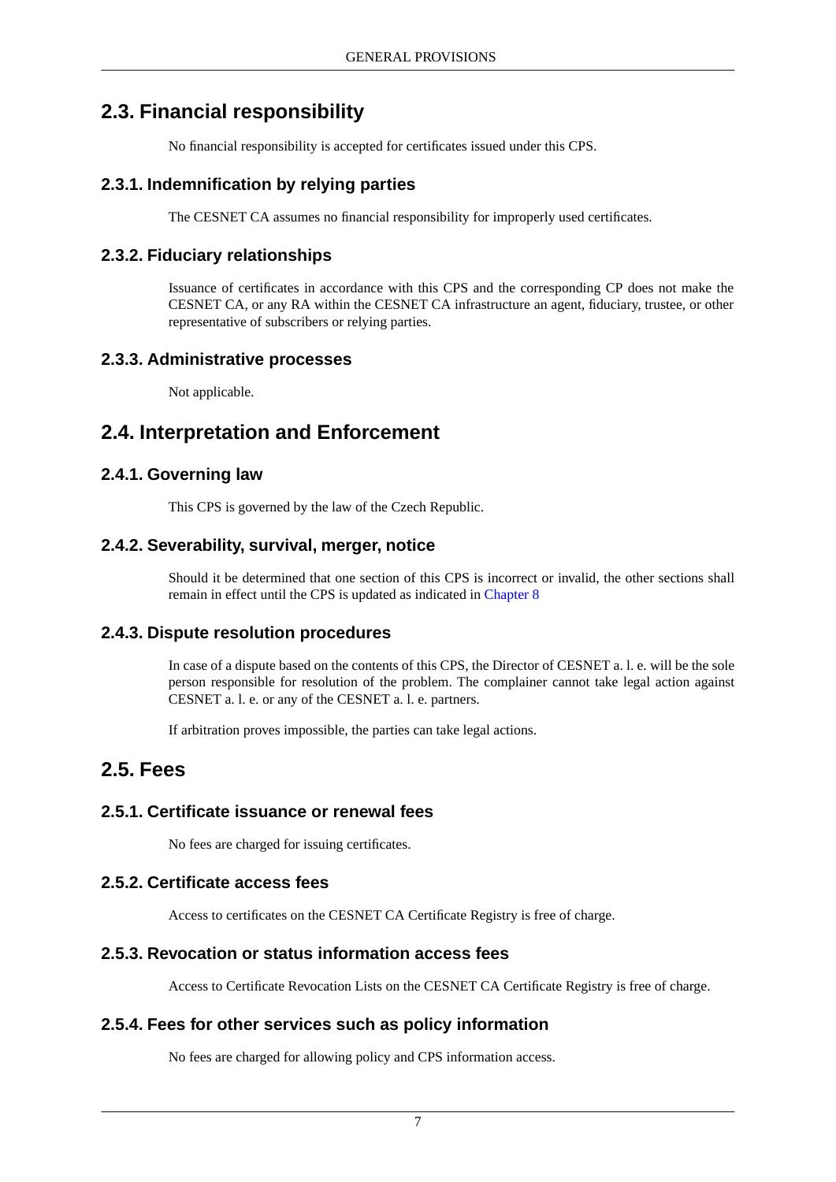## 2.3. Financial responsibility

No financial responsibility is accepted for certificates issued under this CPS.

### 2.3.1. Indemnification by relying parties

The CESNET CA assumes no financial responsibility for improperly used certificates.

### 2.3.2. Fiduciary relationships

Issuance of certificates in accordance with this CPS and the corresponding CP does not make the CESNET CA, or any RA within the CESNET CA infrastructure an agent, fiduciary, trustee, or other representative of subscribers or relying parties.

### 2.3.3. Administrative processes

Not applicable.

## 2.4. Interpretation and Enforcement

### 2.4.1. Governing law

This CPS is governed by the law of the Czech Republic.

### 2.4.2. Severability, survival, merger, notice

Should it be determined that one section of this CPS is incorrect or invalid, the other sections shall remain in effect until the CPS is updated as indicated in Chapter 8

### 2.4.3. Dispute resolution procedures

In case of a dispute based on the contents of this CPS, the Director of CESNET a. l. e. will be the sole person responsible for resolution of the problem. The complainer cannot take legal action against CESNET a. l. e. or any of the CESNET a. l. e. partners.

If arbitration proves impossible, the parties can take legal actions.

## 2.5. Fees

### 2.5.1. Certificate issuance or renewal fees

No fees are charged for issuing certificates.

### 2.5.2. Certificate access fees

Access to certificates on the CESNET CA Certificate Registry is free of charge.

### 2.5.3. Revocation or status information access fees

Access to Certificate Revocation Lists on the CESNET CA Certificate Registry is free of charge.

### 2.5.4. Fees for other services such as policy information

No fees are charged for allowing policy and CPS information access.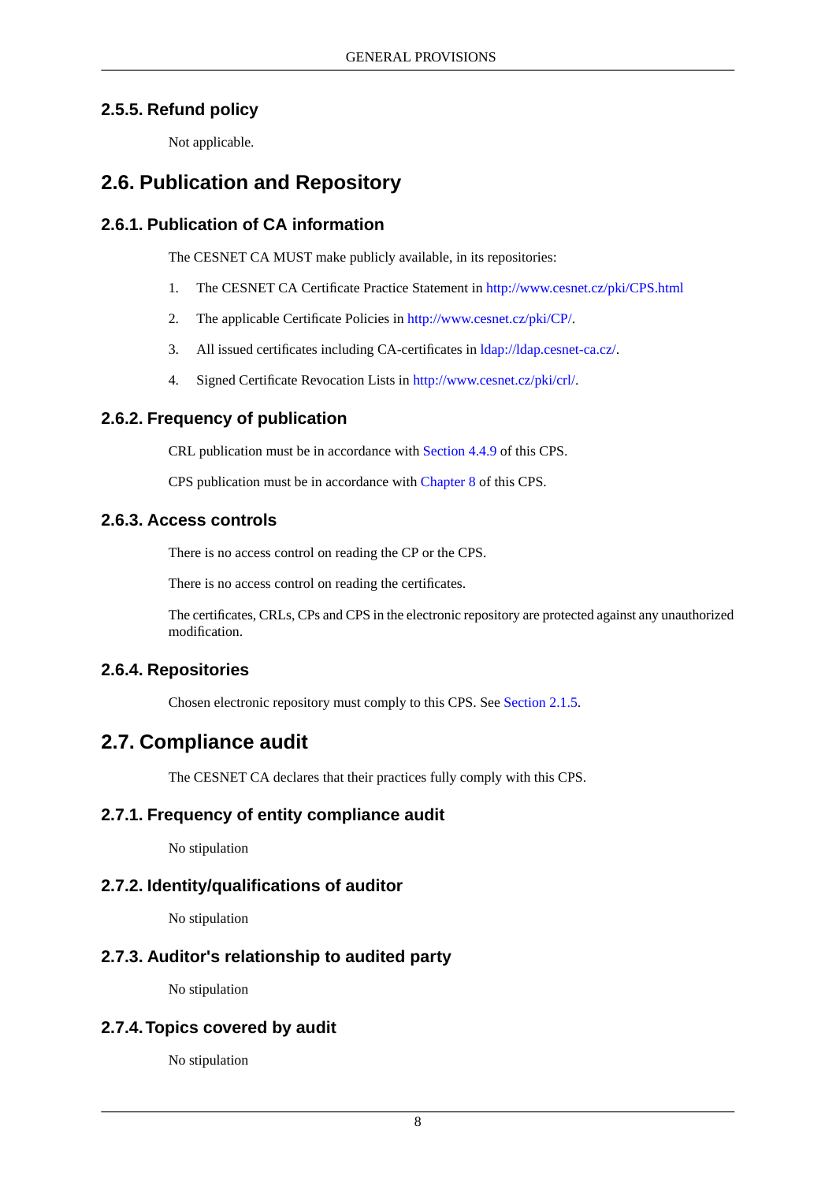### 2.5.5. Refund policy

Not applicable.

## 2.6. Publication and Repository

### 2.6.1. Publication of CA information

The CESNET CA MUST make publicly available, in its repositories:

1. The CESNET CA Certificate Practice Statement in http://www.cesnet.cz/pki/CPS.html
2. The applicable Certificate Policies in http://www.cesnet.cz/pki/CP/.
3. All issued certificates including CA-certificates in ldap://ldap.cesnet-ca.cz/.
4. Signed Certificate Revocation Lists in http://www.cesnet.cz/pki/crl/.

### 2.6.2. Frequency of publication

CRL publication must be in accordance with Section 4.4.9 of this CPS.

CPS publication must be in accordance with Chapter 8 of this CPS.

### 2.6.3. Access controls

There is no access control on reading the CP or the CPS.

There is no access control on reading the certificates.

The certificates, CRLs, CPs and CPS in the electronic repository are protected against any unauthorized modification.

### 2.6.4. Repositories

Chosen electronic repository must comply to this CPS. See Section 2.1.5.

## 2.7. Compliance audit

The CESNET CA declares that their practices fully comply with this CPS.

### 2.7.1. Frequency of entity compliance audit

No stipulation

### 2.7.2. Identity/qualifications of auditor

No stipulation

### 2.7.3. Auditor's relationship to audited party

No stipulation

### 2.7.4. Topics covered by audit

No stipulation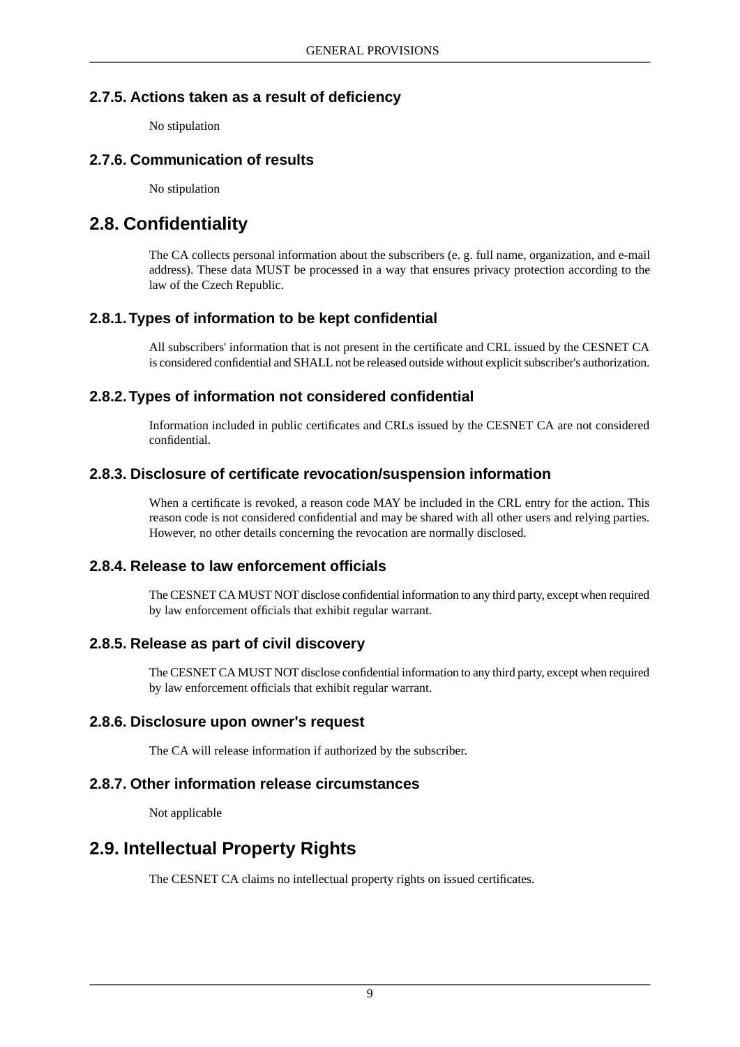### 2.7.5. Actions taken as a result of deficiency

No stipulation

### 2.7.6. Communication of results

No stipulation

## 2.8. Confidentiality

The CA collects personal information about the subscribers (e. g. full name, organization, and e-mail address). These data MUST be processed in a way that ensures privacy protection according to the law of the Czech Republic.

### 2.8.1. Types of information to be kept confidential

All subscribers' information that is not present in the certificate and CRL issued by the CESNET CA is considered confidential and SHALL not be released outside without explicit subscriber's authorization.

### 2.8.2. Types of information not considered confidential

Information included in public certificates and CRLs issued by the CESNET CA are not considered confidential.

### 2.8.3. Disclosure of certificate revocation/suspension information

When a certificate is revoked, a reason code MAY be included in the CRL entry for the action. This reason code is not considered confidential and may be shared with all other users and relying parties. However, no other details concerning the revocation are normally disclosed.

### 2.8.4. Release to law enforcement officials

The CESNET CA MUST NOT disclose confidential information to any third party, except when required by law enforcement officials that exhibit regular warrant.

### 2.8.5. Release as part of civil discovery

The CESNET CA MUST NOT disclose confidential information to any third party, except when required by law enforcement officials that exhibit regular warrant.

### 2.8.6. Disclosure upon owner's request

The CA will release information if authorized by the subscriber.

### 2.8.7. Other information release circumstances

Not applicable

## 2.9. Intellectual Property Rights

The CESNET CA claims no intellectual property rights on issued certificates.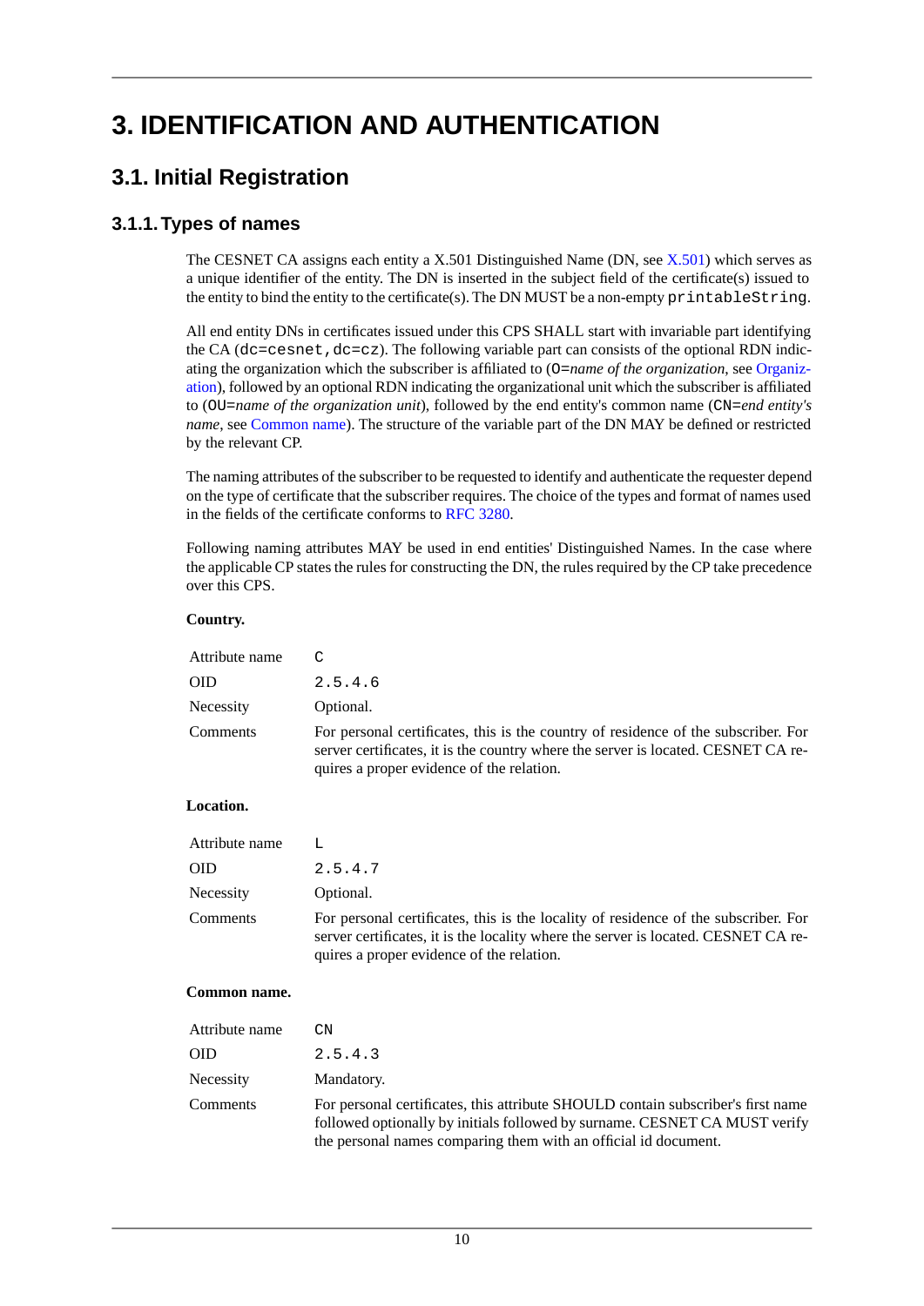# 3. IDENTIFICATION AND AUTHENTICATION

## 3.1. Initial Registration

### 3.1.1. Types of names

The CESNET CA assigns each entity a X.501 Distinguished Name (DN, see X.501) which serves as a unique identifier of the entity. The DN is inserted in the subject field of the certificate(s) issued to the entity to bind the entity to the certificate(s). The DN MUST be a non-empty `printableString`.

All end entity DNs in certificates issued under this CPS SHALL start with invariable part identifying the CA (`dc=cesnet,dc=cz`). The following variable part can consists of the optional RDN indicating the organization which the subscriber is affiliated to (`O=`*name of the organization*, see Organization), followed by an optional RDN indicating the organizational unit which the subscriber is affiliated to (`OU=`*name of the organization unit*), followed by the end entity's common name (`CN=`*end entity's name*, see Common name). The structure of the variable part of the DN MAY be defined or restricted by the relevant CP.

The naming attributes of the subscriber to be requested to identify and authenticate the requester depend on the type of certificate that the subscriber requires. The choice of the types and format of names used in the fields of the certificate conforms to RFC 3280.

Following naming attributes MAY be used in end entities' Distinguished Names. In the case where the applicable CP states the rules for constructing the DN, the rules required by the CP take precedence over this CPS.

**Country.**

| | |
|---|---|
| Attribute name | `C` |
| OID | `2.5.4.6` |
| Necessity | Optional. |
| Comments | For personal certificates, this is the country of residence of the subscriber. For server certificates, it is the country where the server is located. CESNET CA requires a proper evidence of the relation. |

**Location.**

| | |
|---|---|
| Attribute name | `L` |
| OID | `2.5.4.7` |
| Necessity | Optional. |
| Comments | For personal certificates, this is the locality of residence of the subscriber. For server certificates, it is the locality where the server is located. CESNET CA requires a proper evidence of the relation. |

**Common name.**

| | |
|---|---|
| Attribute name | `CN` |
| OID | `2.5.4.3` |
| Necessity | Mandatory. |
| Comments | For personal certificates, this attribute SHOULD contain subscriber's first name followed optionally by initials followed by surname. CESNET CA MUST verify the personal names comparing them with an official id document. |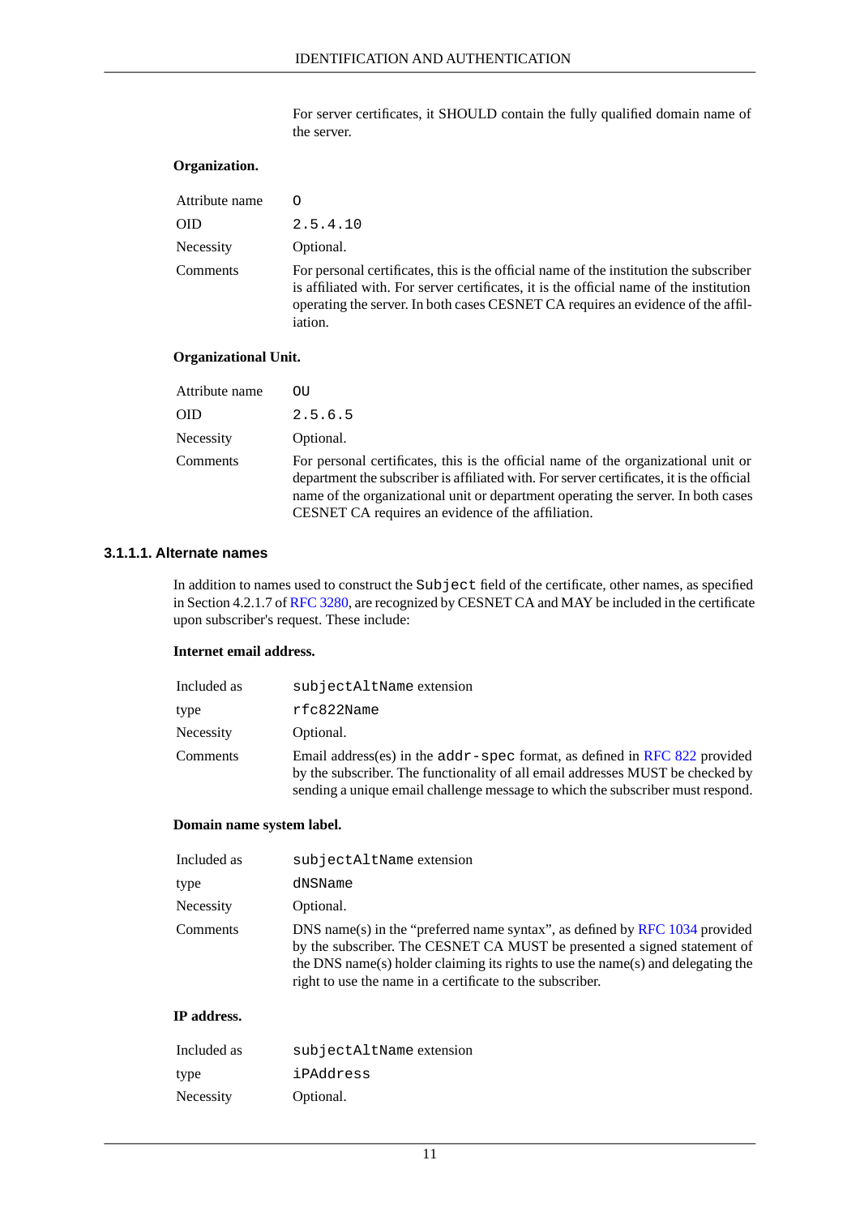For server certificates, it SHOULD contain the fully qualified domain name of the server.

**Organization.**

| | |
|---|---|
| Attribute name | `O` |
| OID | `2.5.4.10` |
| Necessity | Optional. |
| Comments | For personal certificates, this is the official name of the institution the subscriber is affiliated with. For server certificates, it is the official name of the institution operating the server. In both cases CESNET CA requires an evidence of the affiliation. |

**Organizational Unit.**

| | |
|---|---|
| Attribute name | `OU` |
| OID | `2.5.6.5` |
| Necessity | Optional. |
| Comments | For personal certificates, this is the official name of the organizational unit or department the subscriber is affiliated with. For server certificates, it is the official name of the organizational unit or department operating the server. In both cases CESNET CA requires an evidence of the affiliation. |

#### 3.1.1.1. Alternate names

In addition to names used to construct the `Subject` field of the certificate, other names, as specified in Section 4.2.1.7 of RFC 3280, are recognized by CESNET CA and MAY be included in the certificate upon subscriber's request. These include:

**Internet email address.**

| | |
|---|---|
| Included as | `subjectAltName` extension |
| type | `rfc822Name` |
| Necessity | Optional. |
| Comments | Email address(es) in the `addr-spec` format, as defined in RFC 822 provided by the subscriber. The functionality of all email addresses MUST be checked by sending a unique email challenge message to which the subscriber must respond. |

**Domain name system label.**

| | |
|---|---|
| Included as | `subjectAltName` extension |
| type | `dNSName` |
| Necessity | Optional. |
| Comments | DNS name(s) in the "preferred name syntax", as defined by RFC 1034 provided by the subscriber. The CESNET CA MUST be presented a signed statement of the DNS name(s) holder claiming its rights to use the name(s) and delegating the right to use the name in a certificate to the subscriber. |

**IP address.**

| | |
|---|---|
| Included as | `subjectAltName` extension |
| type | `iPAddress` |
| Necessity | Optional. |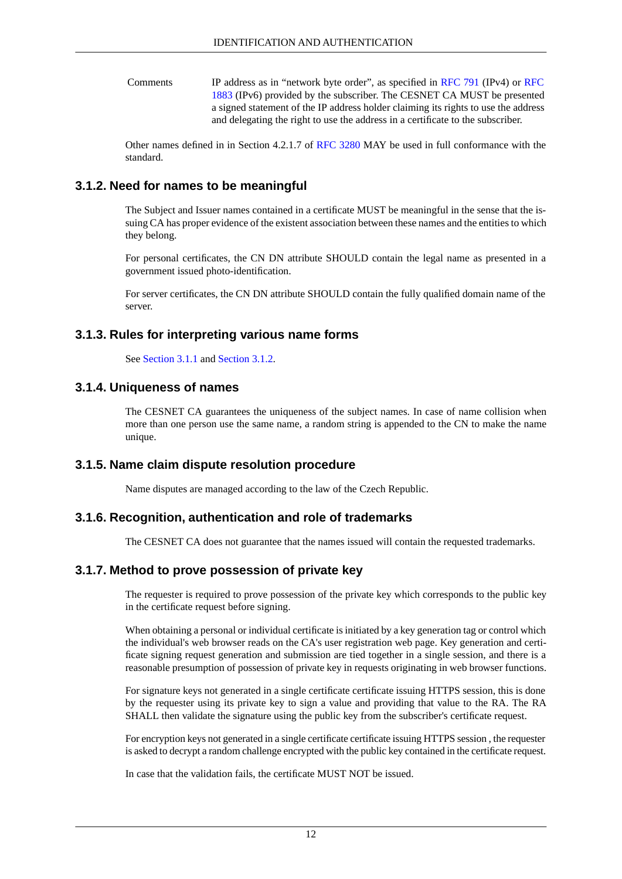| | |
|---|---|
| Comments | IP address as in “network byte order”, as specified in RFC 791 (IPv4) or RFC 1883 (IPv6) provided by the subscriber. The CESNET CA MUST be presented a signed statement of the IP address holder claiming its rights to use the address and delegating the right to use the address in a certificate to the subscriber. |

Other names defined in in Section 4.2.1.7 of RFC 3280 MAY be used in full conformance with the standard.

### 3.1.2. Need for names to be meaningful

The Subject and Issuer names contained in a certificate MUST be meaningful in the sense that the issuing CA has proper evidence of the existent association between these names and the entities to which they belong.

For personal certificates, the CN DN attribute SHOULD contain the legal name as presented in a government issued photo-identification.

For server certificates, the CN DN attribute SHOULD contain the fully qualified domain name of the server.

### 3.1.3. Rules for interpreting various name forms

See Section 3.1.1 and Section 3.1.2.

### 3.1.4. Uniqueness of names

The CESNET CA guarantees the uniqueness of the subject names. In case of name collision when more than one person use the same name, a random string is appended to the CN to make the name unique.

### 3.1.5. Name claim dispute resolution procedure

Name disputes are managed according to the law of the Czech Republic.

### 3.1.6. Recognition, authentication and role of trademarks

The CESNET CA does not guarantee that the names issued will contain the requested trademarks.

### 3.1.7. Method to prove possession of private key

The requester is required to prove possession of the private key which corresponds to the public key in the certificate request before signing.

When obtaining a personal or individual certificate is initiated by a key generation tag or control which the individual's web browser reads on the CA's user registration web page. Key generation and certificate signing request generation and submission are tied together in a single session, and there is a reasonable presumption of possession of private key in requests originating in web browser functions.

For signature keys not generated in a single certificate certificate issuing HTTPS session, this is done by the requester using its private key to sign a value and providing that value to the RA. The RA SHALL then validate the signature using the public key from the subscriber's certificate request.

For encryption keys not generated in a single certificate certificate issuing HTTPS session , the requester is asked to decrypt a random challenge encrypted with the public key contained in the certificate request.

In case that the validation fails, the certificate MUST NOT be issued.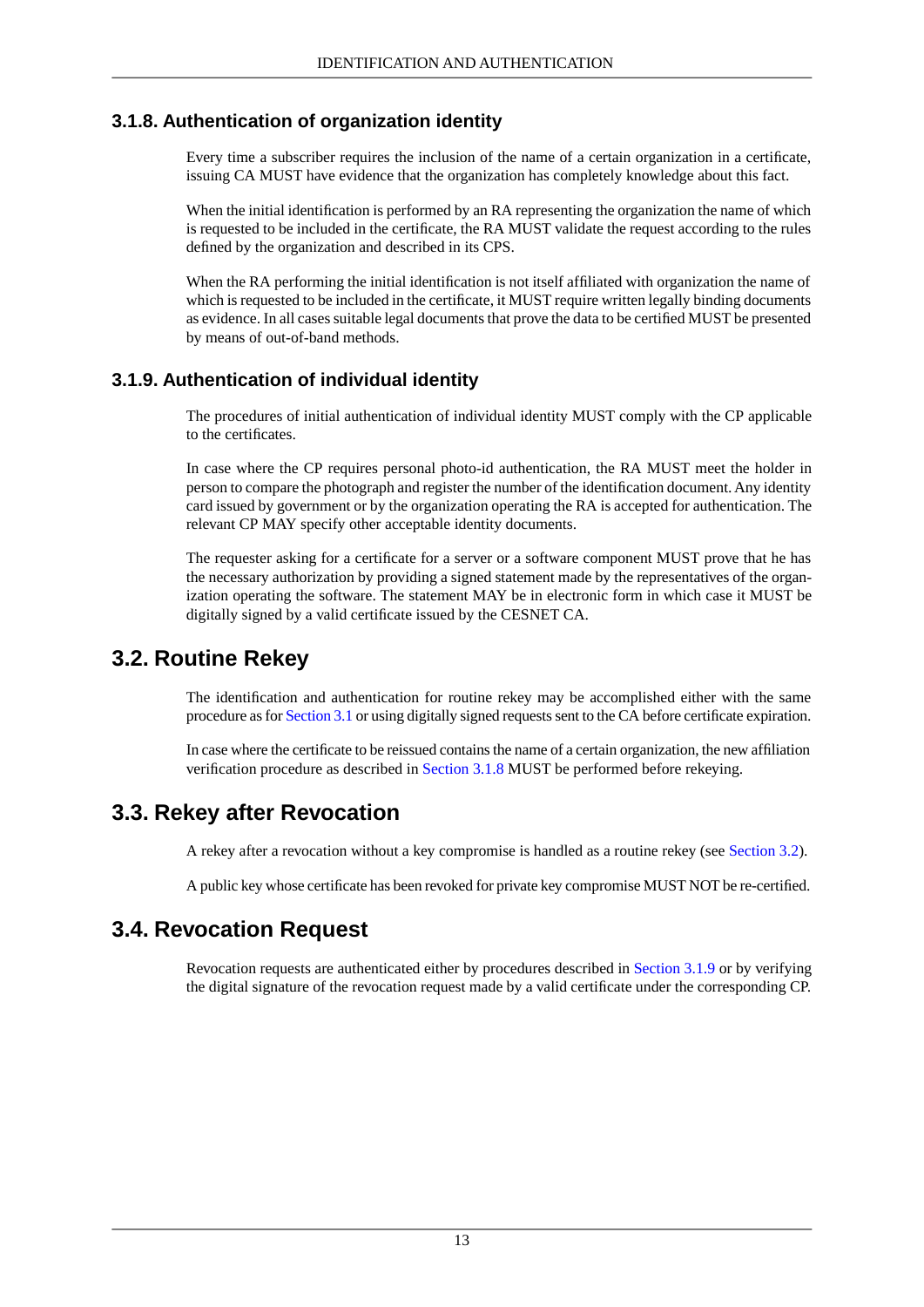### 3.1.8. Authentication of organization identity

Every time a subscriber requires the inclusion of the name of a certain organization in a certificate, issuing CA MUST have evidence that the organization has completely knowledge about this fact.

When the initial identification is performed by an RA representing the organization the name of which is requested to be included in the certificate, the RA MUST validate the request according to the rules defined by the organization and described in its CPS.

When the RA performing the initial identification is not itself affiliated with organization the name of which is requested to be included in the certificate, it MUST require written legally binding documents as evidence. In all cases suitable legal documents that prove the data to be certified MUST be presented by means of out-of-band methods.

### 3.1.9. Authentication of individual identity

The procedures of initial authentication of individual identity MUST comply with the CP applicable to the certificates.

In case where the CP requires personal photo-id authentication, the RA MUST meet the holder in person to compare the photograph and register the number of the identification document. Any identity card issued by government or by the organization operating the RA is accepted for authentication. The relevant CP MAY specify other acceptable identity documents.

The requester asking for a certificate for a server or a software component MUST prove that he has the necessary authorization by providing a signed statement made by the representatives of the organization operating the software. The statement MAY be in electronic form in which case it MUST be digitally signed by a valid certificate issued by the CESNET CA.

## 3.2. Routine Rekey

The identification and authentication for routine rekey may be accomplished either with the same procedure as for Section 3.1 or using digitally signed requests sent to the CA before certificate expiration.

In case where the certificate to be reissued contains the name of a certain organization, the new affiliation verification procedure as described in Section 3.1.8 MUST be performed before rekeying.

## 3.3. Rekey after Revocation

A rekey after a revocation without a key compromise is handled as a routine rekey (see Section 3.2).

A public key whose certificate has been revoked for private key compromise MUST NOT be re-certified.

## 3.4. Revocation Request

Revocation requests are authenticated either by procedures described in Section 3.1.9 or by verifying the digital signature of the revocation request made by a valid certificate under the corresponding CP.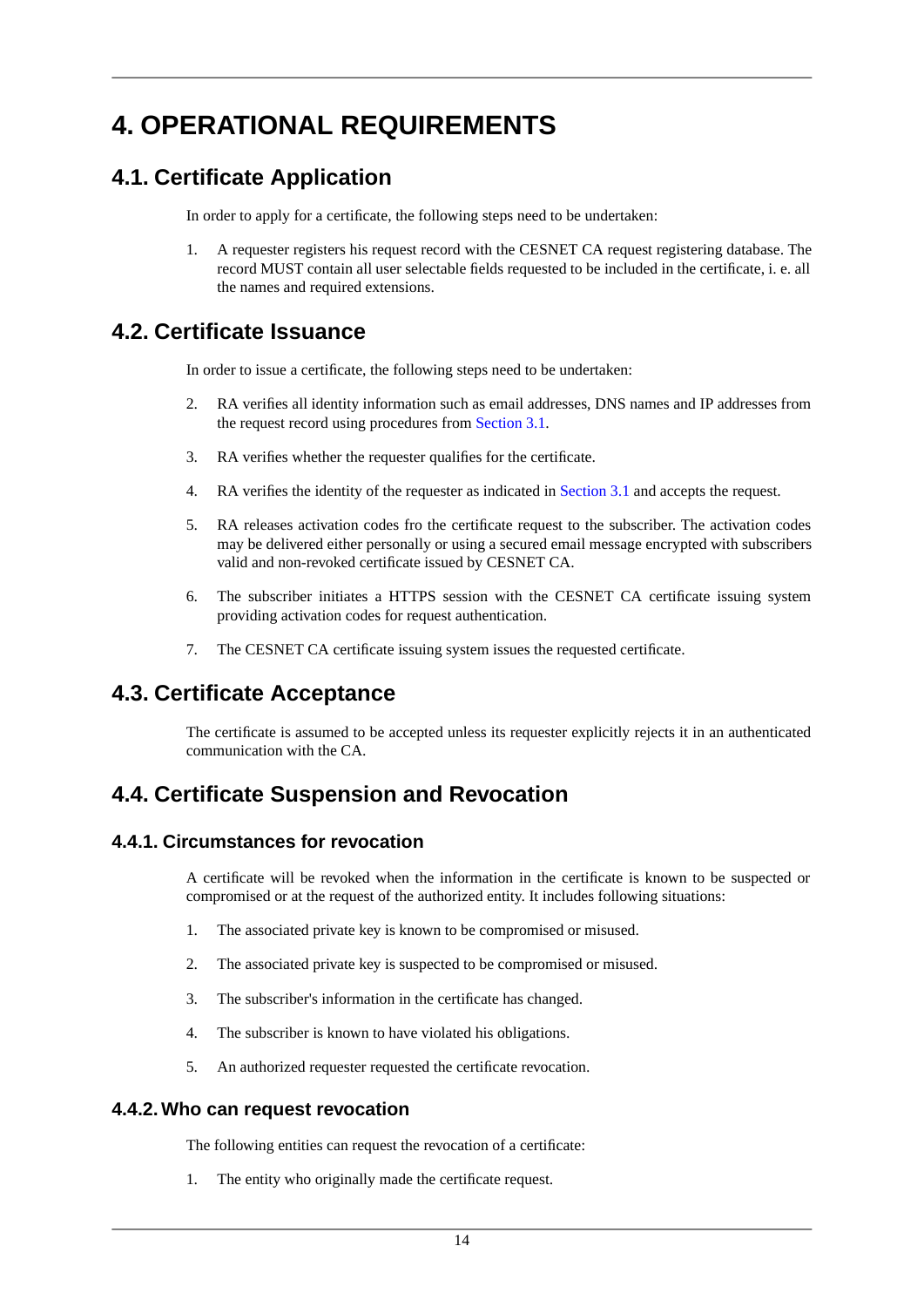# 4. OPERATIONAL REQUIREMENTS

## 4.1. Certificate Application

In order to apply for a certificate, the following steps need to be undertaken:

1. A requester registers his request record with the CESNET CA request registering database. The record MUST contain all user selectable fields requested to be included in the certificate, i. e. all the names and required extensions.

## 4.2. Certificate Issuance

In order to issue a certificate, the following steps need to be undertaken:

2. RA verifies all identity information such as email addresses, DNS names and IP addresses from the request record using procedures from Section 3.1.
3. RA verifies whether the requester qualifies for the certificate.
4. RA verifies the identity of the requester as indicated in Section 3.1 and accepts the request.
5. RA releases activation codes fro the certificate request to the subscriber. The activation codes may be delivered either personally or using a secured email message encrypted with subscribers valid and non-revoked certificate issued by CESNET CA.
6. The subscriber initiates a HTTPS session with the CESNET CA certificate issuing system providing activation codes for request authentication.
7. The CESNET CA certificate issuing system issues the requested certificate.

## 4.3. Certificate Acceptance

The certificate is assumed to be accepted unless its requester explicitly rejects it in an authenticated communication with the CA.

## 4.4. Certificate Suspension and Revocation

### 4.4.1. Circumstances for revocation

A certificate will be revoked when the information in the certificate is known to be suspected or compromised or at the request of the authorized entity. It includes following situations:

1. The associated private key is known to be compromised or misused.
2. The associated private key is suspected to be compromised or misused.
3. The subscriber's information in the certificate has changed.
4. The subscriber is known to have violated his obligations.
5. An authorized requester requested the certificate revocation.

### 4.4.2. Who can request revocation

The following entities can request the revocation of a certificate:

1. The entity who originally made the certificate request.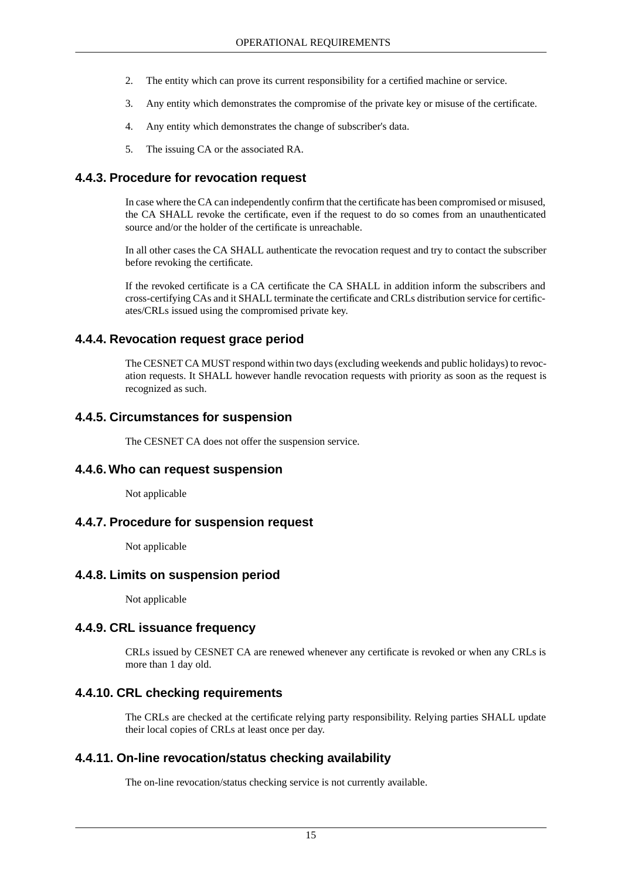2. The entity which can prove its current responsibility for a certified machine or service.
3. Any entity which demonstrates the compromise of the private key or misuse of the certificate.
4. Any entity which demonstrates the change of subscriber's data.
5. The issuing CA or the associated RA.

### 4.4.3. Procedure for revocation request

In case where the CA can independently confirm that the certificate has been compromised or misused, the CA SHALL revoke the certificate, even if the request to do so comes from an unauthenticated source and/or the holder of the certificate is unreachable.

In all other cases the CA SHALL authenticate the revocation request and try to contact the subscriber before revoking the certificate.

If the revoked certificate is a CA certificate the CA SHALL in addition inform the subscribers and cross-certifying CAs and it SHALL terminate the certificate and CRLs distribution service for certificates/CRLs issued using the compromised private key.

### 4.4.4. Revocation request grace period

The CESNET CA MUST respond within two days (excluding weekends and public holidays) to revocation requests. It SHALL however handle revocation requests with priority as soon as the request is recognized as such.

### 4.4.5. Circumstances for suspension

The CESNET CA does not offer the suspension service.

### 4.4.6. Who can request suspension

Not applicable

### 4.4.7. Procedure for suspension request

Not applicable

### 4.4.8. Limits on suspension period

Not applicable

### 4.4.9. CRL issuance frequency

CRLs issued by CESNET CA are renewed whenever any certificate is revoked or when any CRLs is more than 1 day old.

### 4.4.10. CRL checking requirements

The CRLs are checked at the certificate relying party responsibility. Relying parties SHALL update their local copies of CRLs at least once per day.

### 4.4.11. On-line revocation/status checking availability

The on-line revocation/status checking service is not currently available.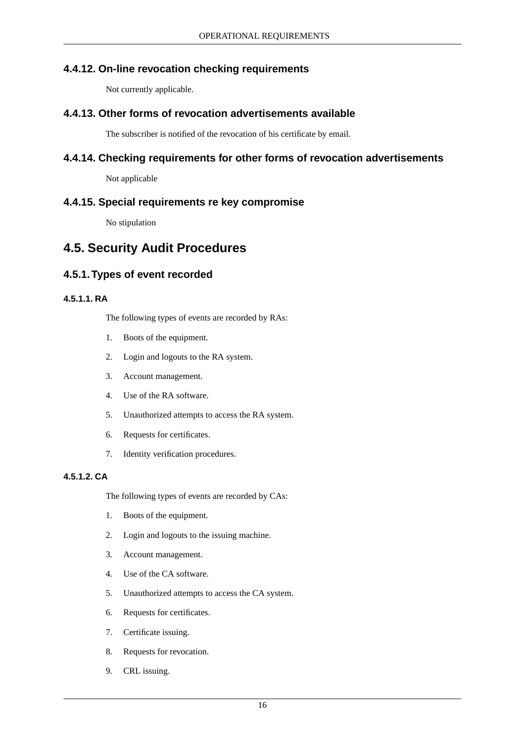### 4.4.12. On-line revocation checking requirements

Not currently applicable.

### 4.4.13. Other forms of revocation advertisements available

The subscriber is notified of the revocation of his certificate by email.

### 4.4.14. Checking requirements for other forms of revocation advertisements

Not applicable

### 4.4.15. Special requirements re key compromise

No stipulation

## 4.5. Security Audit Procedures

### 4.5.1. Types of event recorded

#### 4.5.1.1. RA

The following types of events are recorded by RAs:

1. Boots of the equipment.
2. Login and logouts to the RA system.
3. Account management.
4. Use of the RA software.
5. Unauthorized attempts to access the RA system.
6. Requests for certificates.
7. Identity verification procedures.

#### 4.5.1.2. CA

The following types of events are recorded by CAs:

1. Boots of the equipment.
2. Login and logouts to the issuing machine.
3. Account management.
4. Use of the CA software.
5. Unauthorized attempts to access the CA system.
6. Requests for certificates.
7. Certificate issuing.
8. Requests for revocation.
9. CRL issuing.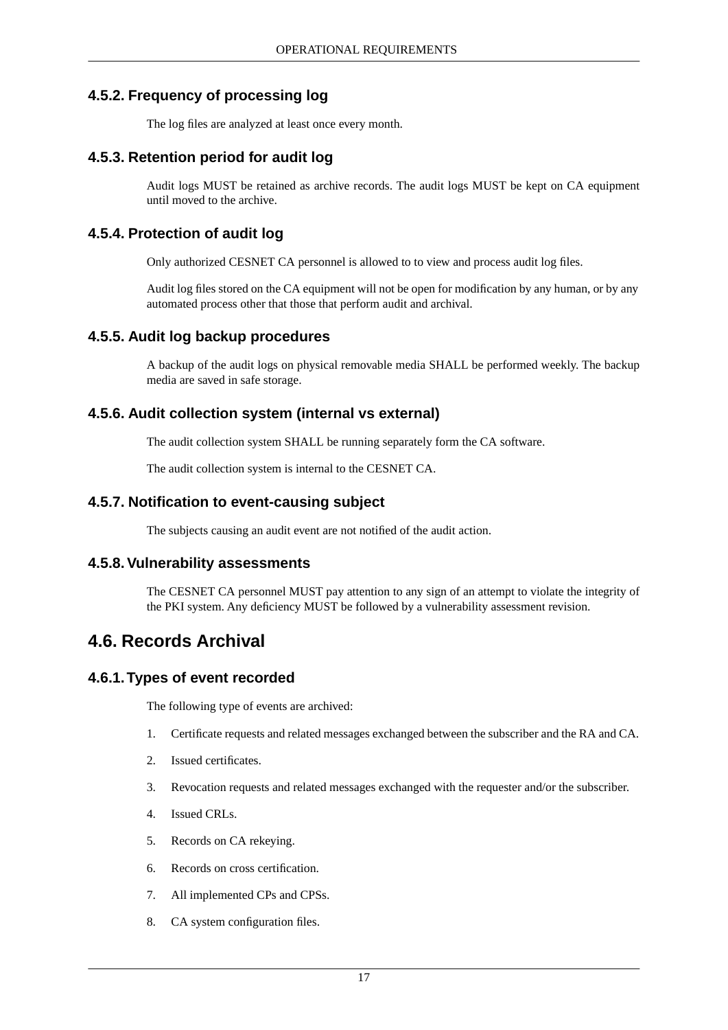### 4.5.2. Frequency of processing log

The log files are analyzed at least once every month.

### 4.5.3. Retention period for audit log

Audit logs MUST be retained as archive records. The audit logs MUST be kept on CA equipment until moved to the archive.

### 4.5.4. Protection of audit log

Only authorized CESNET CA personnel is allowed to to view and process audit log files.

Audit log files stored on the CA equipment will not be open for modification by any human, or by any automated process other that those that perform audit and archival.

### 4.5.5. Audit log backup procedures

A backup of the audit logs on physical removable media SHALL be performed weekly. The backup media are saved in safe storage.

### 4.5.6. Audit collection system (internal vs external)

The audit collection system SHALL be running separately form the CA software.

The audit collection system is internal to the CESNET CA.

### 4.5.7. Notification to event-causing subject

The subjects causing an audit event are not notified of the audit action.

### 4.5.8. Vulnerability assessments

The CESNET CA personnel MUST pay attention to any sign of an attempt to violate the integrity of the PKI system. Any deficiency MUST be followed by a vulnerability assessment revision.

## 4.6. Records Archival

### 4.6.1. Types of event recorded

The following type of events are archived:

1. Certificate requests and related messages exchanged between the subscriber and the RA and CA.
2. Issued certificates.
3. Revocation requests and related messages exchanged with the requester and/or the subscriber.
4. Issued CRLs.
5. Records on CA rekeying.
6. Records on cross certification.
7. All implemented CPs and CPSs.
8. CA system configuration files.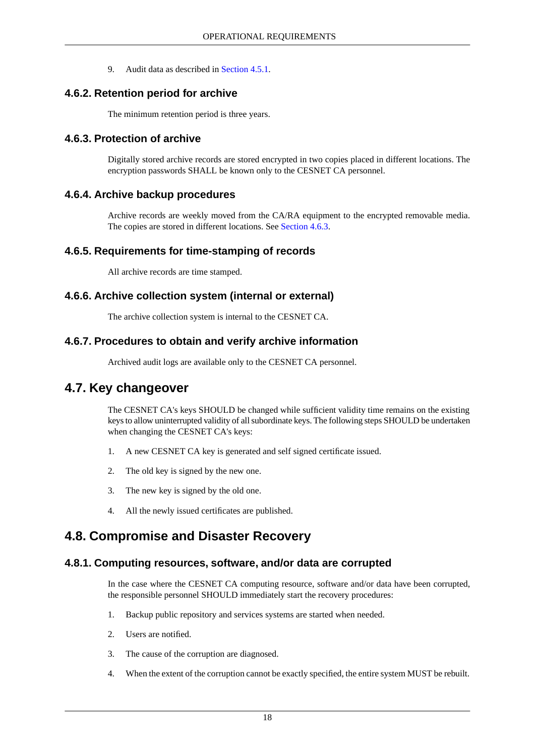9. Audit data as described in Section 4.5.1.

### 4.6.2. Retention period for archive

The minimum retention period is three years.

### 4.6.3. Protection of archive

Digitally stored archive records are stored encrypted in two copies placed in different locations. The encryption passwords SHALL be known only to the CESNET CA personnel.

### 4.6.4. Archive backup procedures

Archive records are weekly moved from the CA/RA equipment to the encrypted removable media. The copies are stored in different locations. See Section 4.6.3.

### 4.6.5. Requirements for time-stamping of records

All archive records are time stamped.

### 4.6.6. Archive collection system (internal or external)

The archive collection system is internal to the CESNET CA.

### 4.6.7. Procedures to obtain and verify archive information

Archived audit logs are available only to the CESNET CA personnel.

## 4.7. Key changeover

The CESNET CA's keys SHOULD be changed while sufficient validity time remains on the existing keys to allow uninterrupted validity of all subordinate keys. The following steps SHOULD be undertaken when changing the CESNET CA's keys:

1. A new CESNET CA key is generated and self signed certificate issued.
2. The old key is signed by the new one.
3. The new key is signed by the old one.
4. All the newly issued certificates are published.

## 4.8. Compromise and Disaster Recovery

### 4.8.1. Computing resources, software, and/or data are corrupted

In the case where the CESNET CA computing resource, software and/or data have been corrupted, the responsible personnel SHOULD immediately start the recovery procedures:

1. Backup public repository and services systems are started when needed.
2. Users are notified.
3. The cause of the corruption are diagnosed.
4. When the extent of the corruption cannot be exactly specified, the entire system MUST be rebuilt.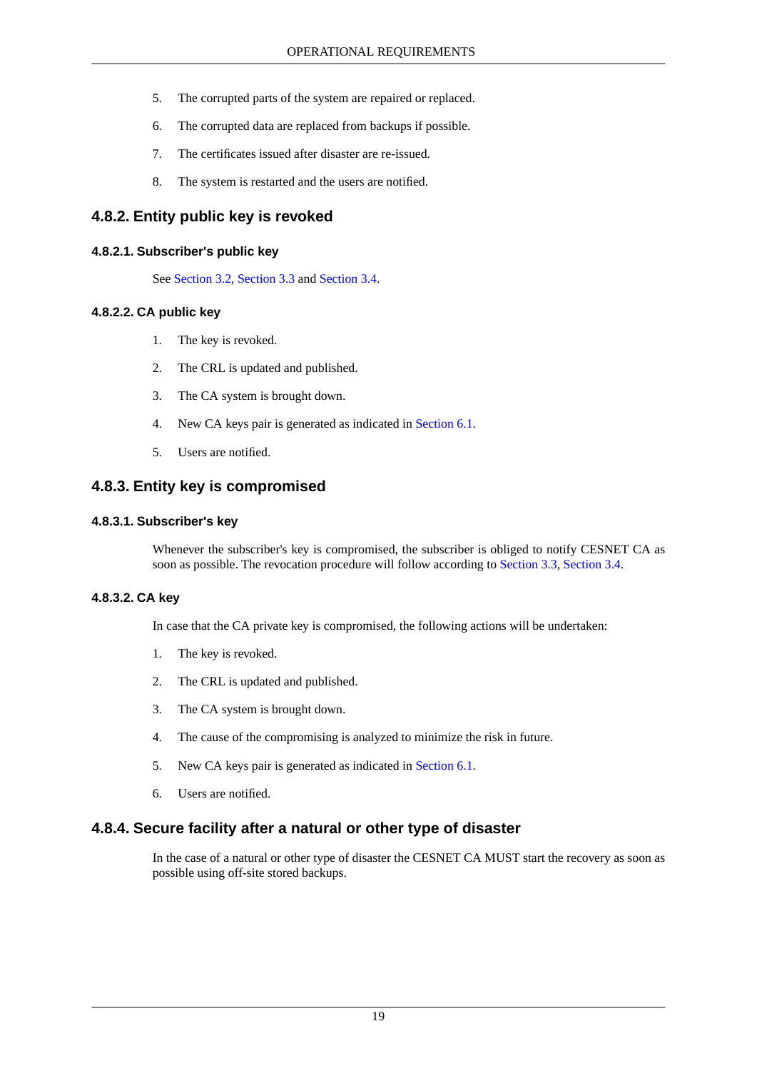5. The corrupted parts of the system are repaired or replaced.
6. The corrupted data are replaced from backups if possible.
7. The certificates issued after disaster are re-issued.
8. The system is restarted and the users are notified.

## 4.8.2. Entity public key is revoked

### 4.8.2.1. Subscriber's public key

See Section 3.2, Section 3.3 and Section 3.4.

### 4.8.2.2. CA public key

1. The key is revoked.
2. The CRL is updated and published.
3. The CA system is brought down.
4. New CA keys pair is generated as indicated in Section 6.1.
5. Users are notified.

## 4.8.3. Entity key is compromised

### 4.8.3.1. Subscriber's key

Whenever the subscriber's key is compromised, the subscriber is obliged to notify CESNET CA as soon as possible. The revocation procedure will follow according to Section 3.3, Section 3.4.

### 4.8.3.2. CA key

In case that the CA private key is compromised, the following actions will be undertaken:

1. The key is revoked.
2. The CRL is updated and published.
3. The CA system is brought down.
4. The cause of the compromising is analyzed to minimize the risk in future.
5. New CA keys pair is generated as indicated in Section 6.1.
6. Users are notified.

## 4.8.4. Secure facility after a natural or other type of disaster

In the case of a natural or other type of disaster the CESNET CA MUST start the recovery as soon as possible using off-site stored backups.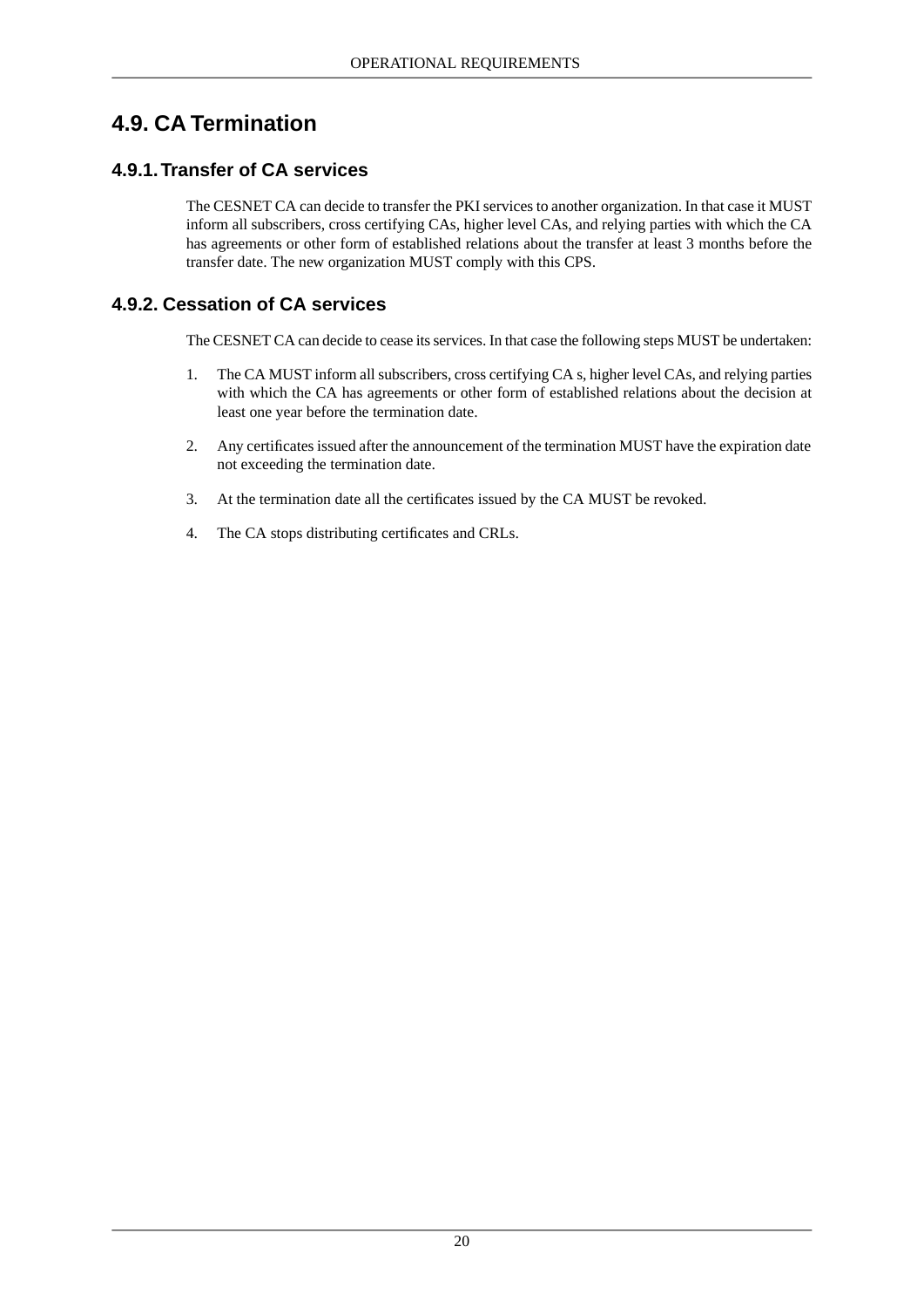## 4.9. CA Termination

### 4.9.1. Transfer of CA services

The CESNET CA can decide to transfer the PKI services to another organization. In that case it MUST inform all subscribers, cross certifying CAs, higher level CAs, and relying parties with which the CA has agreements or other form of established relations about the transfer at least 3 months before the transfer date. The new organization MUST comply with this CPS.

### 4.9.2. Cessation of CA services

The CESNET CA can decide to cease its services. In that case the following steps MUST be undertaken:

1. The CA MUST inform all subscribers, cross certifying CA s, higher level CAs, and relying parties with which the CA has agreements or other form of established relations about the decision at least one year before the termination date.

2. Any certificates issued after the announcement of the termination MUST have the expiration date not exceeding the termination date.

3. At the termination date all the certificates issued by the CA MUST be revoked.

4. The CA stops distributing certificates and CRLs.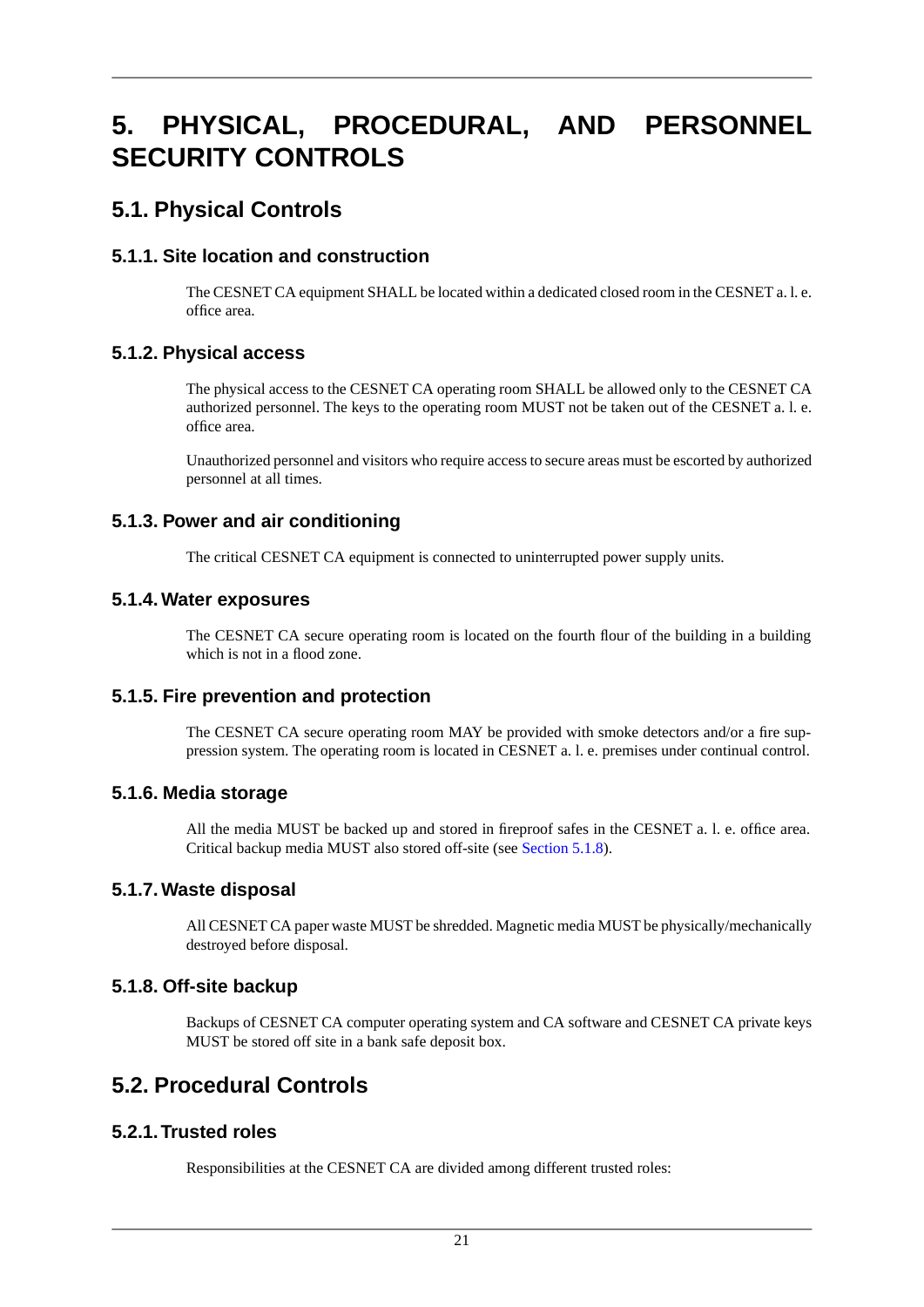# 5. PHYSICAL, PROCEDURAL, AND PERSONNEL SECURITY CONTROLS

## 5.1. Physical Controls

### 5.1.1. Site location and construction

The CESNET CA equipment SHALL be located within a dedicated closed room in the CESNET a. l. e. office area.

### 5.1.2. Physical access

The physical access to the CESNET CA operating room SHALL be allowed only to the CESNET CA authorized personnel. The keys to the operating room MUST not be taken out of the CESNET a. l. e. office area.

Unauthorized personnel and visitors who require access to secure areas must be escorted by authorized personnel at all times.

### 5.1.3. Power and air conditioning

The critical CESNET CA equipment is connected to uninterrupted power supply units.

### 5.1.4. Water exposures

The CESNET CA secure operating room is located on the fourth flour of the building in a building which is not in a flood zone.

### 5.1.5. Fire prevention and protection

The CESNET CA secure operating room MAY be provided with smoke detectors and/or a fire suppression system. The operating room is located in CESNET a. l. e. premises under continual control.

### 5.1.6. Media storage

All the media MUST be backed up and stored in fireproof safes in the CESNET a. l. e. office area. Critical backup media MUST also stored off-site (see Section 5.1.8).

### 5.1.7. Waste disposal

All CESNET CA paper waste MUST be shredded. Magnetic media MUST be physically/mechanically destroyed before disposal.

### 5.1.8. Off-site backup

Backups of CESNET CA computer operating system and CA software and CESNET CA private keys MUST be stored off site in a bank safe deposit box.

## 5.2. Procedural Controls

### 5.2.1. Trusted roles

Responsibilities at the CESNET CA are divided among different trusted roles: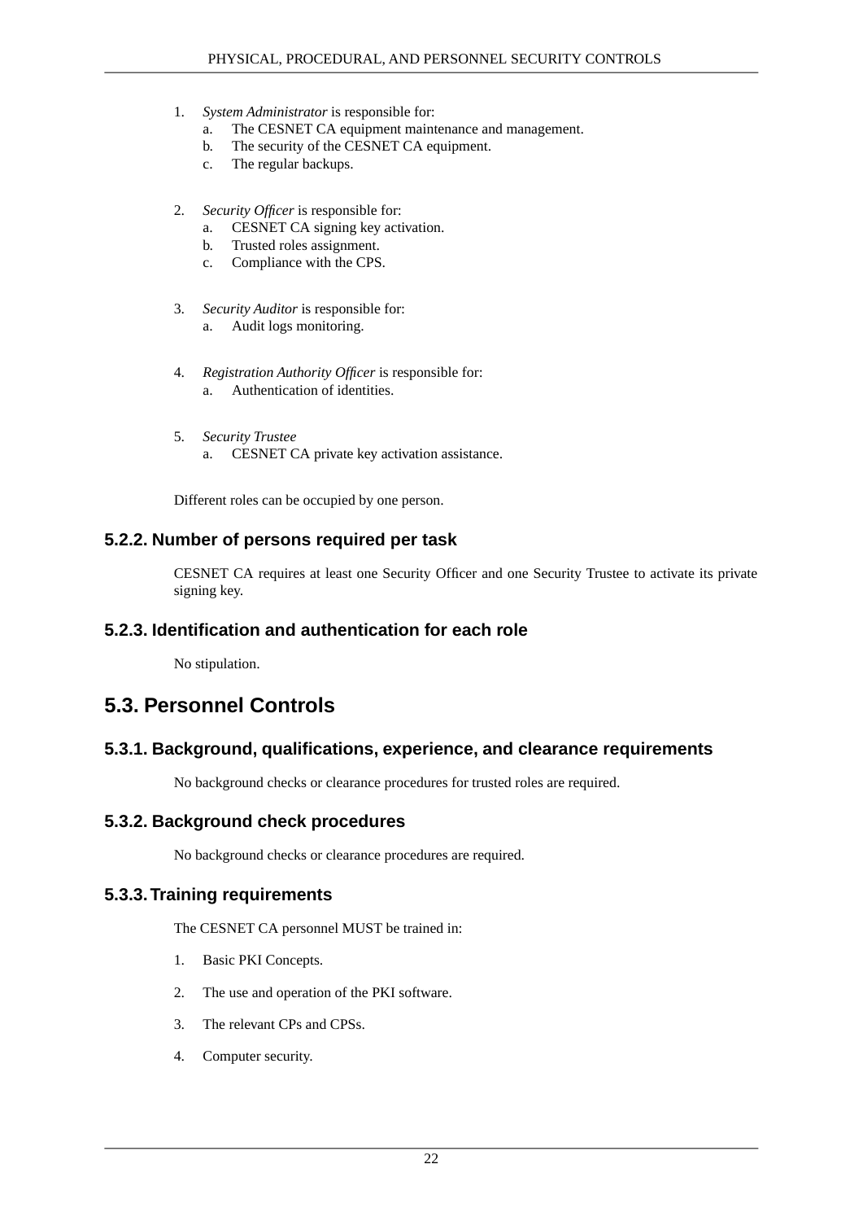1. *System Administrator* is responsible for:
    a. The CESNET CA equipment maintenance and management.
    b. The security of the CESNET CA equipment.
    c. The regular backups.

2. *Security Officer* is responsible for:
    a. CESNET CA signing key activation.
    b. Trusted roles assignment.
    c. Compliance with the CPS.

3. *Security Auditor* is responsible for:
    a. Audit logs monitoring.

4. *Registration Authority Officer* is responsible for:
    a. Authentication of identities.

5. *Security Trustee*
    a. CESNET CA private key activation assistance.

Different roles can be occupied by one person.

### 5.2.2. Number of persons required per task

CESNET CA requires at least one Security Officer and one Security Trustee to activate its private signing key.

### 5.2.3. Identification and authentication for each role

No stipulation.

## 5.3. Personnel Controls

### 5.3.1. Background, qualifications, experience, and clearance requirements

No background checks or clearance procedures for trusted roles are required.

### 5.3.2. Background check procedures

No background checks or clearance procedures are required.

### 5.3.3. Training requirements

The CESNET CA personnel MUST be trained in:

1. Basic PKI Concepts.

2. The use and operation of the PKI software.

3. The relevant CPs and CPSs.

4. Computer security.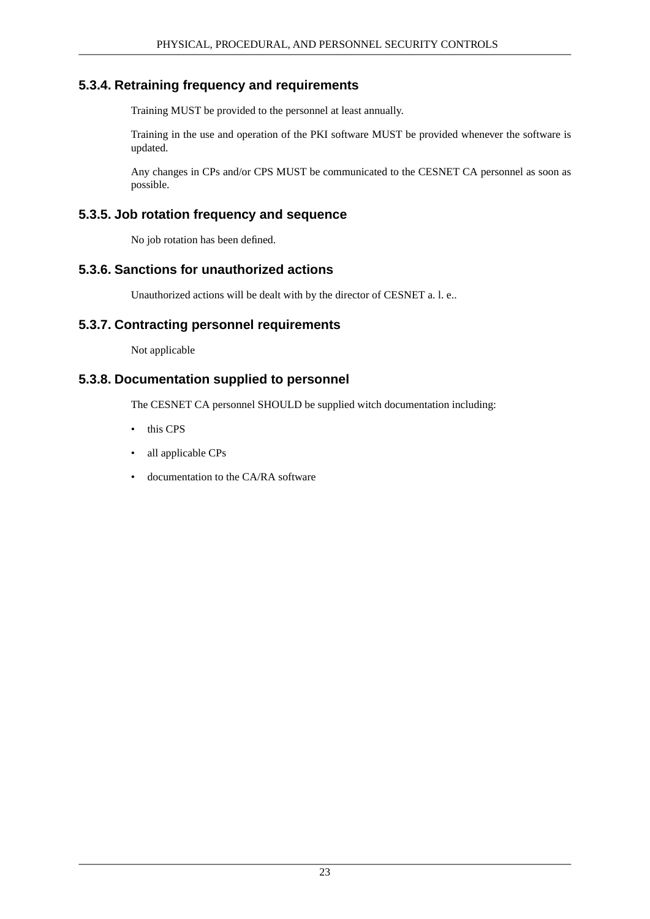### 5.3.4. Retraining frequency and requirements

Training MUST be provided to the personnel at least annually.

Training in the use and operation of the PKI software MUST be provided whenever the software is updated.

Any changes in CPs and/or CPS MUST be communicated to the CESNET CA personnel as soon as possible.

### 5.3.5. Job rotation frequency and sequence

No job rotation has been defined.

### 5.3.6. Sanctions for unauthorized actions

Unauthorized actions will be dealt with by the director of CESNET a. l. e..

### 5.3.7. Contracting personnel requirements

Not applicable

### 5.3.8. Documentation supplied to personnel

The CESNET CA personnel SHOULD be supplied witch documentation including:

- this CPS
- all applicable CPs
- documentation to the CA/RA software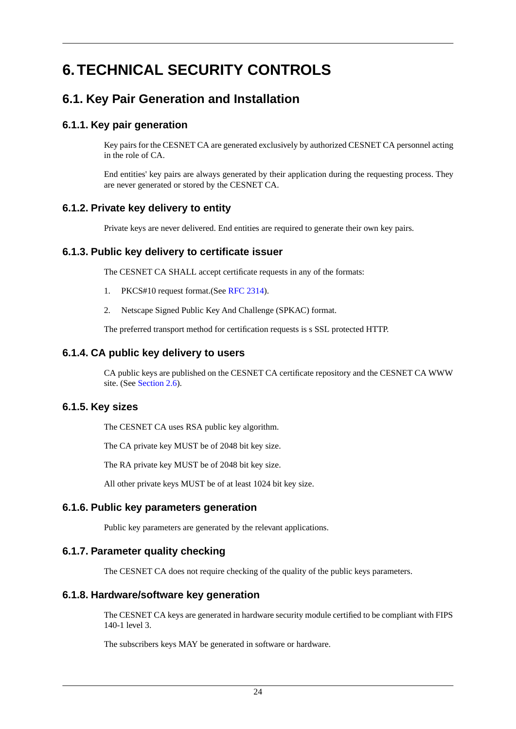# 6. TECHNICAL SECURITY CONTROLS

## 6.1. Key Pair Generation and Installation

### 6.1.1. Key pair generation

Key pairs for the CESNET CA are generated exclusively by authorized CESNET CA personnel acting in the role of CA.

End entities' key pairs are always generated by their application during the requesting process. They are never generated or stored by the CESNET CA.

### 6.1.2. Private key delivery to entity

Private keys are never delivered. End entities are required to generate their own key pairs.

### 6.1.3. Public key delivery to certificate issuer

The CESNET CA SHALL accept certificate requests in any of the formats:

1. PKCS#10 request format.(See RFC 2314).
2. Netscape Signed Public Key And Challenge (SPKAC) format.

The preferred transport method for certification requests is s SSL protected HTTP.

### 6.1.4. CA public key delivery to users

CA public keys are published on the CESNET CA certificate repository and the CESNET CA WWW site. (See Section 2.6).

### 6.1.5. Key sizes

The CESNET CA uses RSA public key algorithm.

The CA private key MUST be of 2048 bit key size.

The RA private key MUST be of 2048 bit key size.

All other private keys MUST be of at least 1024 bit key size.

### 6.1.6. Public key parameters generation

Public key parameters are generated by the relevant applications.

### 6.1.7. Parameter quality checking

The CESNET CA does not require checking of the quality of the public keys parameters.

### 6.1.8. Hardware/software key generation

The CESNET CA keys are generated in hardware security module certified to be compliant with FIPS 140-1 level 3.

The subscribers keys MAY be generated in software or hardware.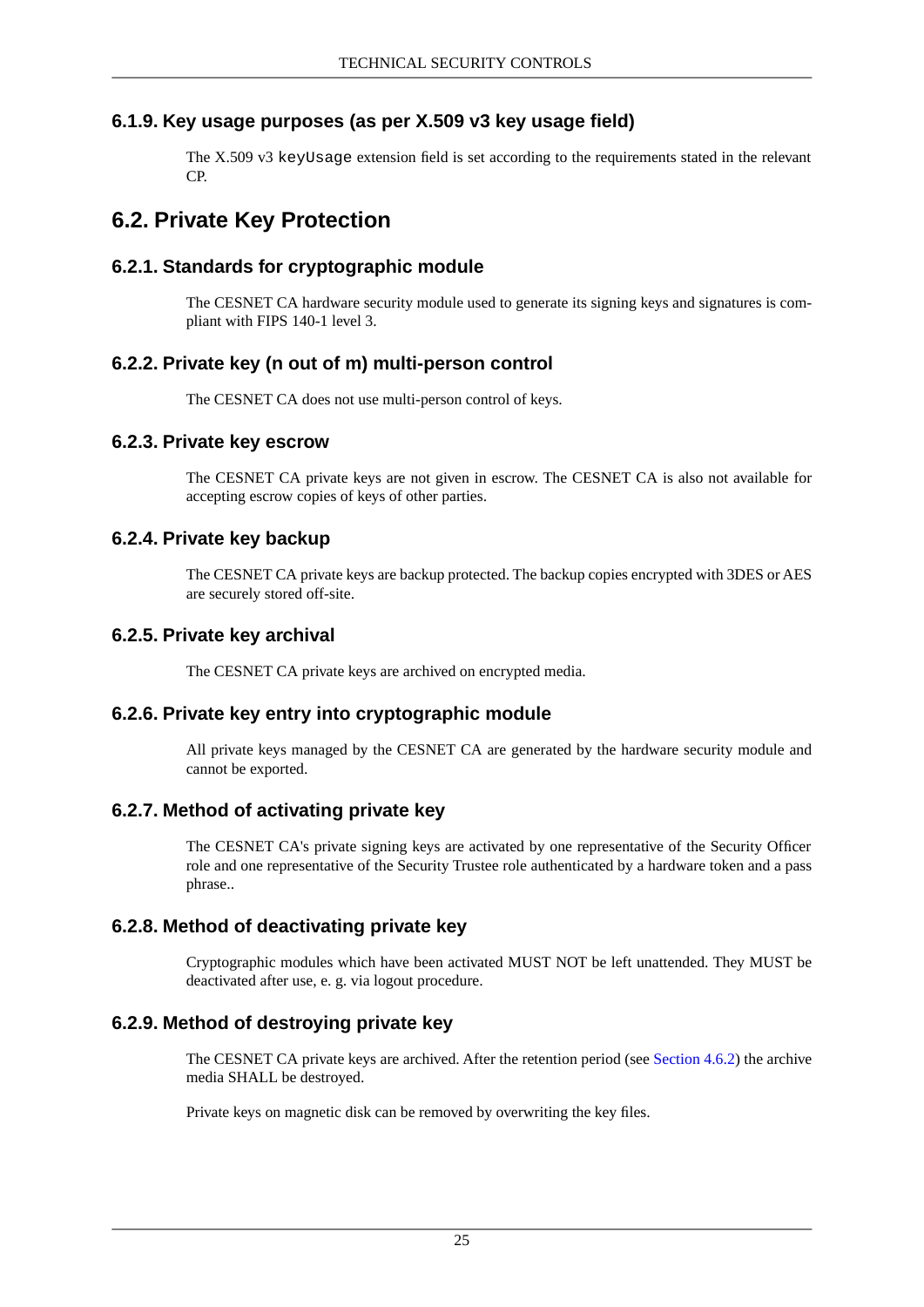### 6.1.9. Key usage purposes (as per X.509 v3 key usage field)

The X.509 v3 `keyUsage` extension field is set according to the requirements stated in the relevant CP.

## 6.2. Private Key Protection

### 6.2.1. Standards for cryptographic module

The CESNET CA hardware security module used to generate its signing keys and signatures is compliant with FIPS 140-1 level 3.

### 6.2.2. Private key (n out of m) multi-person control

The CESNET CA does not use multi-person control of keys.

### 6.2.3. Private key escrow

The CESNET CA private keys are not given in escrow. The CESNET CA is also not available for accepting escrow copies of keys of other parties.

### 6.2.4. Private key backup

The CESNET CA private keys are backup protected. The backup copies encrypted with 3DES or AES are securely stored off-site.

### 6.2.5. Private key archival

The CESNET CA private keys are archived on encrypted media.

### 6.2.6. Private key entry into cryptographic module

All private keys managed by the CESNET CA are generated by the hardware security module and cannot be exported.

### 6.2.7. Method of activating private key

The CESNET CA's private signing keys are activated by one representative of the Security Officer role and one representative of the Security Trustee role authenticated by a hardware token and a pass phrase..

### 6.2.8. Method of deactivating private key

Cryptographic modules which have been activated MUST NOT be left unattended. They MUST be deactivated after use, e. g. via logout procedure.

### 6.2.9. Method of destroying private key

The CESNET CA private keys are archived. After the retention period (see Section 4.6.2) the archive media SHALL be destroyed.

Private keys on magnetic disk can be removed by overwriting the key files.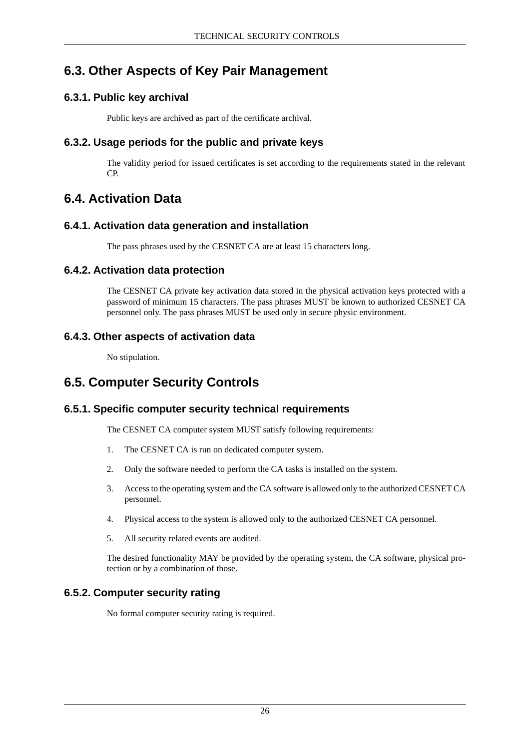## 6.3. Other Aspects of Key Pair Management

### 6.3.1. Public key archival

Public keys are archived as part of the certificate archival.

### 6.3.2. Usage periods for the public and private keys

The validity period for issued certificates is set according to the requirements stated in the relevant CP.

## 6.4. Activation Data

### 6.4.1. Activation data generation and installation

The pass phrases used by the CESNET CA are at least 15 characters long.

### 6.4.2. Activation data protection

The CESNET CA private key activation data stored in the physical activation keys protected with a password of minimum 15 characters. The pass phrases MUST be known to authorized CESNET CA personnel only. The pass phrases MUST be used only in secure physic environment.

### 6.4.3. Other aspects of activation data

No stipulation.

## 6.5. Computer Security Controls

### 6.5.1. Specific computer security technical requirements

The CESNET CA computer system MUST satisfy following requirements:

1. The CESNET CA is run on dedicated computer system.
2. Only the software needed to perform the CA tasks is installed on the system.
3. Access to the operating system and the CA software is allowed only to the authorized CESNET CA personnel.
4. Physical access to the system is allowed only to the authorized CESNET CA personnel.
5. All security related events are audited.

The desired functionality MAY be provided by the operating system, the CA software, physical protection or by a combination of those.

### 6.5.2. Computer security rating

No formal computer security rating is required.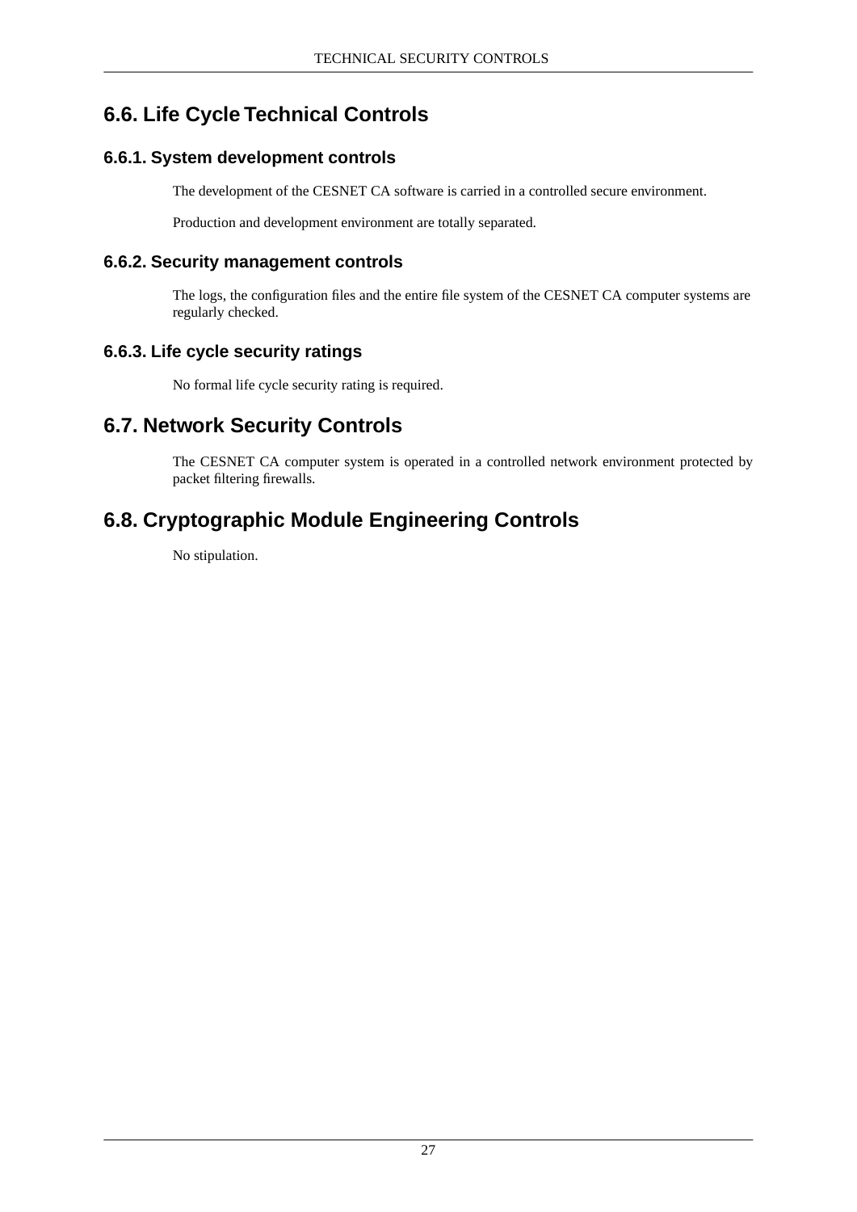## 6.6. Life Cycle Technical Controls

### 6.6.1. System development controls

The development of the CESNET CA software is carried in a controlled secure environment.

Production and development environment are totally separated.

### 6.6.2. Security management controls

The logs, the configuration files and the entire file system of the CESNET CA computer systems are regularly checked.

### 6.6.3. Life cycle security ratings

No formal life cycle security rating is required.

## 6.7. Network Security Controls

The CESNET CA computer system is operated in a controlled network environment protected by packet filtering firewalls.

## 6.8. Cryptographic Module Engineering Controls

No stipulation.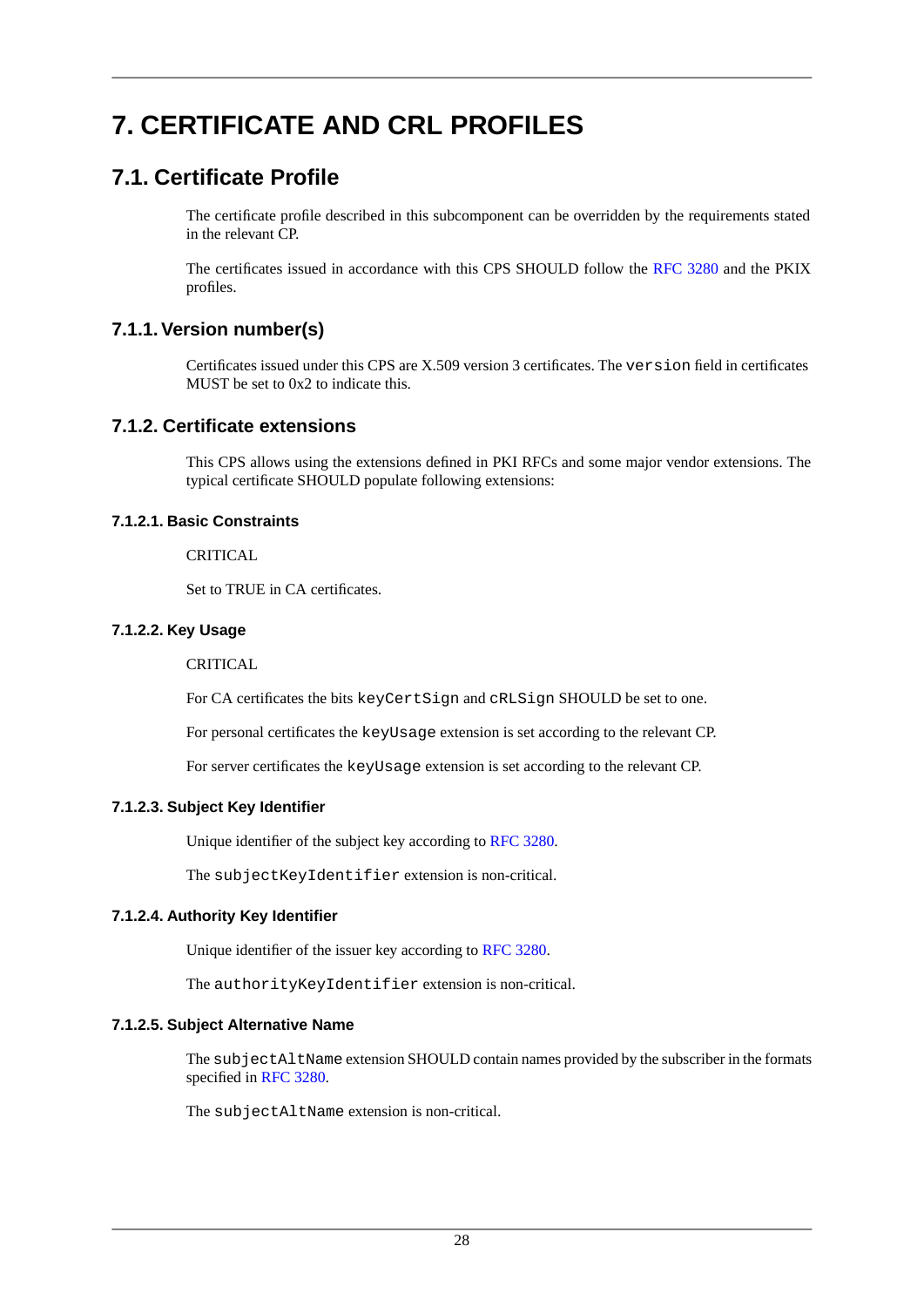# 7. CERTIFICATE AND CRL PROFILES

## 7.1. Certificate Profile

The certificate profile described in this subcomponent can be overridden by the requirements stated in the relevant CP.

The certificates issued in accordance with this CPS SHOULD follow the RFC 3280 and the PKIX profiles.

### 7.1.1. Version number(s)

Certificates issued under this CPS are X.509 version 3 certificates. The `version` field in certificates MUST be set to 0x2 to indicate this.

### 7.1.2. Certificate extensions

This CPS allows using the extensions defined in PKI RFCs and some major vendor extensions. The typical certificate SHOULD populate following extensions:

#### 7.1.2.1. Basic Constraints

CRITICAL

Set to TRUE in CA certificates.

#### 7.1.2.2. Key Usage

CRITICAL

For CA certificates the bits `keyCertSign` and `cRLSign` SHOULD be set to one.

For personal certificates the `keyUsage` extension is set according to the relevant CP.

For server certificates the `keyUsage` extension is set according to the relevant CP.

#### 7.1.2.3. Subject Key Identifier

Unique identifier of the subject key according to RFC 3280.

The `subjectKeyIdentifier` extension is non-critical.

#### 7.1.2.4. Authority Key Identifier

Unique identifier of the issuer key according to RFC 3280.

The `authorityKeyIdentifier` extension is non-critical.

#### 7.1.2.5. Subject Alternative Name

The `subjectAltName` extension SHOULD contain names provided by the subscriber in the formats specified in RFC 3280.

The `subjectAltName` extension is non-critical.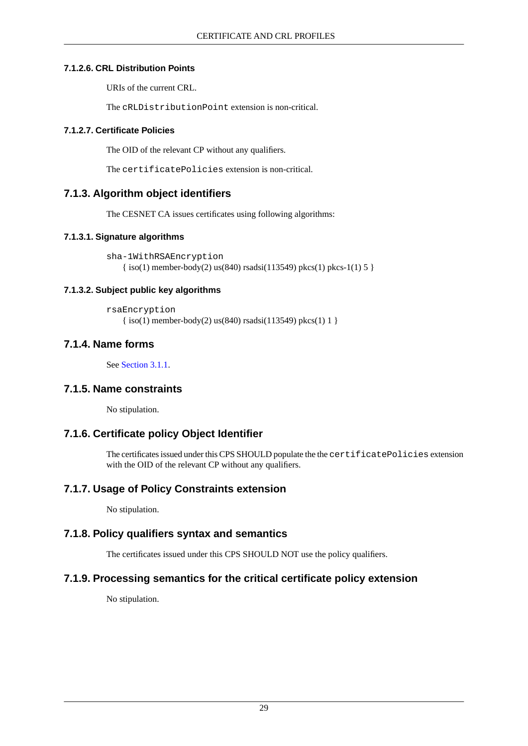#### 7.1.2.6. CRL Distribution Points

URIs of the current CRL.

The `cRLDistributionPoint` extension is non-critical.

#### 7.1.2.7. Certificate Policies

The OID of the relevant CP without any qualifiers.

The `certificatePolicies` extension is non-critical.

### 7.1.3. Algorithm object identifiers

The CESNET CA issues certificates using following algorithms:

#### 7.1.3.1. Signature algorithms

`sha-1WithRSAEncryption`
{ iso(1) member-body(2) us(840) rsadsi(113549) pkcs(1) pkcs-1(1) 5 }

#### 7.1.3.2. Subject public key algorithms

`rsaEncryption`
{ iso(1) member-body(2) us(840) rsadsi(113549) pkcs(1) 1 }

### 7.1.4. Name forms

See Section 3.1.1.

### 7.1.5. Name constraints

No stipulation.

### 7.1.6. Certificate policy Object Identifier

The certificates issued under this CPS SHOULD populate the the `certificatePolicies` extension with the OID of the relevant CP without any qualifiers.

### 7.1.7. Usage of Policy Constraints extension

No stipulation.

### 7.1.8. Policy qualifiers syntax and semantics

The certificates issued under this CPS SHOULD NOT use the policy qualifiers.

### 7.1.9. Processing semantics for the critical certificate policy extension

No stipulation.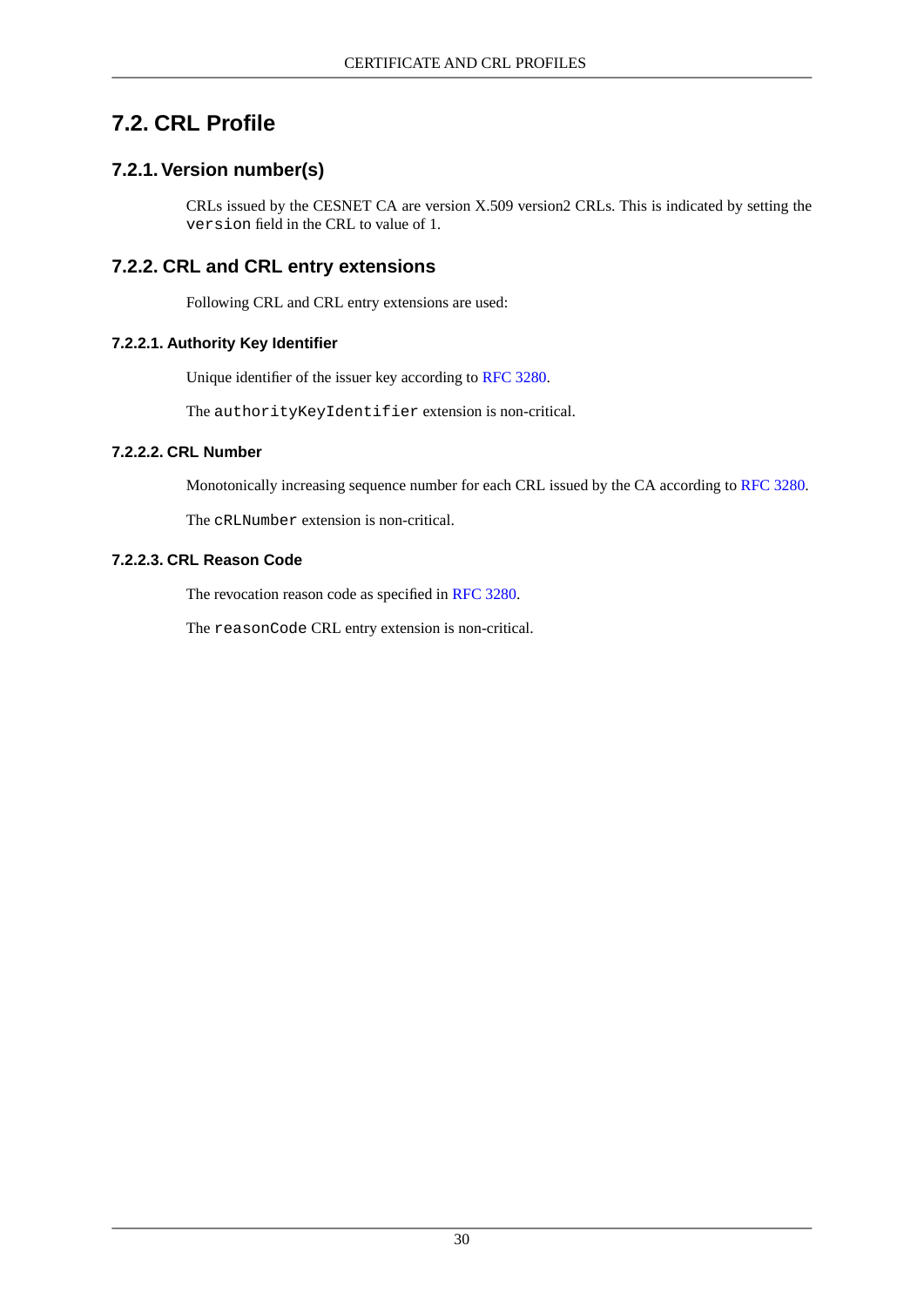## 7.2. CRL Profile

### 7.2.1. Version number(s)

CRLs issued by the CESNET CA are version X.509 version2 CRLs. This is indicated by setting the `version` field in the CRL to value of 1.

### 7.2.2. CRL and CRL entry extensions

Following CRL and CRL entry extensions are used:

#### 7.2.2.1. Authority Key Identifier

Unique identifier of the issuer key according to RFC 3280.

The `authorityKeyIdentifier` extension is non-critical.

#### 7.2.2.2. CRL Number

Monotonically increasing sequence number for each CRL issued by the CA according to RFC 3280.

The `cRLNumber` extension is non-critical.

#### 7.2.2.3. CRL Reason Code

The revocation reason code as specified in RFC 3280.

The `reasonCode` CRL entry extension is non-critical.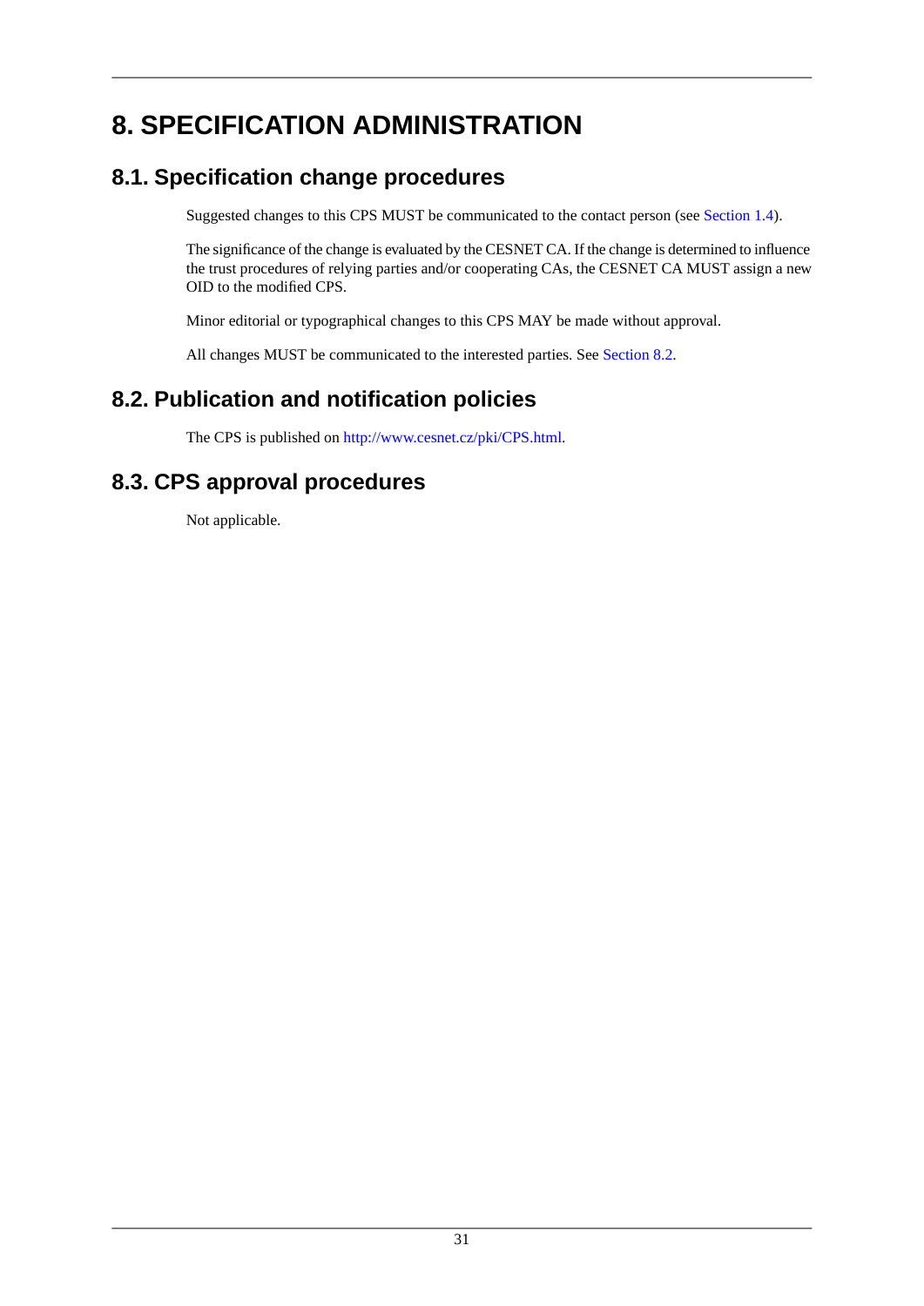# 8. SPECIFICATION ADMINISTRATION

## 8.1. Specification change procedures

Suggested changes to this CPS MUST be communicated to the contact person (see Section 1.4).

The significance of the change is evaluated by the CESNET CA. If the change is determined to influence the trust procedures of relying parties and/or cooperating CAs, the CESNET CA MUST assign a new OID to the modified CPS.

Minor editorial or typographical changes to this CPS MAY be made without approval.

All changes MUST be communicated to the interested parties. See Section 8.2.

## 8.2. Publication and notification policies

The CPS is published on http://www.cesnet.cz/pki/CPS.html.

## 8.3. CPS approval procedures

Not applicable.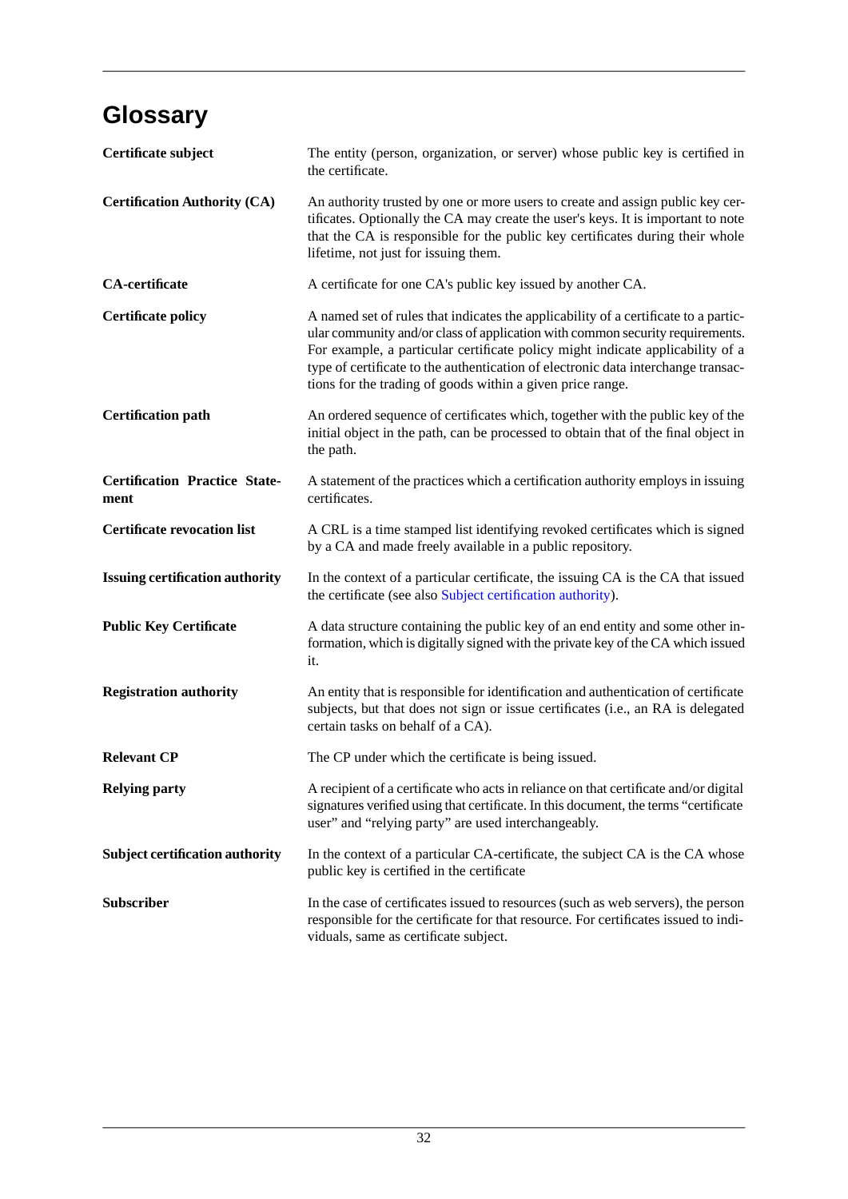# Glossary

**Certificate subject**
The entity (person, organization, or server) whose public key is certified in the certificate.

**Certification Authority (CA)**
An authority trusted by one or more users to create and assign public key certificates. Optionally the CA may create the user's keys. It is important to note that the CA is responsible for the public key certificates during their whole lifetime, not just for issuing them.

**CA-certificate**
A certificate for one CA's public key issued by another CA.

**Certificate policy**
A named set of rules that indicates the applicability of a certificate to a particular community and/or class of application with common security requirements. For example, a particular certificate policy might indicate applicability of a type of certificate to the authentication of electronic data interchange transactions for the trading of goods within a given price range.

**Certification path**
An ordered sequence of certificates which, together with the public key of the initial object in the path, can be processed to obtain that of the final object in the path.

**Certification Practice Statement**
A statement of the practices which a certification authority employs in issuing certificates.

**Certificate revocation list**
A CRL is a time stamped list identifying revoked certificates which is signed by a CA and made freely available in a public repository.

**Issuing certification authority**
In the context of a particular certificate, the issuing CA is the CA that issued the certificate (see also Subject certification authority).

**Public Key Certificate**
A data structure containing the public key of an end entity and some other information, which is digitally signed with the private key of the CA which issued it.

**Registration authority**
An entity that is responsible for identification and authentication of certificate subjects, but that does not sign or issue certificates (i.e., an RA is delegated certain tasks on behalf of a CA).

**Relevant CP**
The CP under which the certificate is being issued.

**Relying party**
A recipient of a certificate who acts in reliance on that certificate and/or digital signatures verified using that certificate. In this document, the terms "certificate user" and "relying party" are used interchangeably.

**Subject certification authority**
In the context of a particular CA-certificate, the subject CA is the CA whose public key is certified in the certificate

**Subscriber**
In the case of certificates issued to resources (such as web servers), the person responsible for the certificate for that resource. For certificates issued to individuals, same as certificate subject.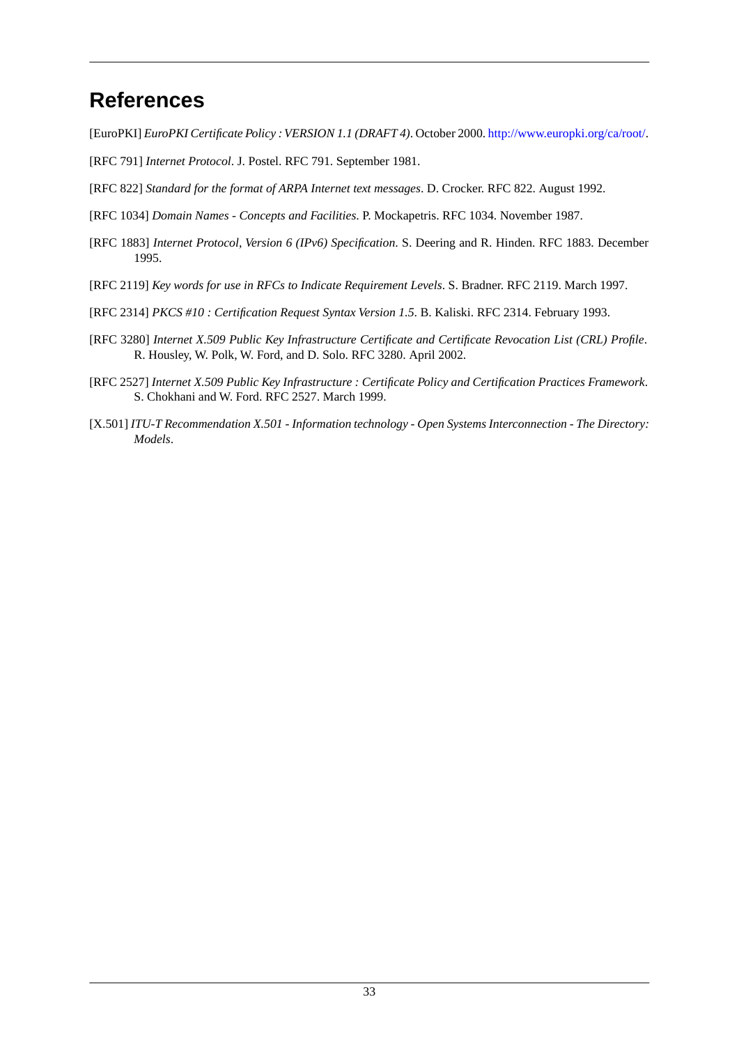# References

[EuroPKI] *EuroPKI Certificate Policy : VERSION 1.1 (DRAFT 4)*. October 2000. http://www.europki.org/ca/root/.

[RFC 791] *Internet Protocol*. J. Postel. RFC 791. September 1981.

[RFC 822] *Standard for the format of ARPA Internet text messages*. D. Crocker. RFC 822. August 1992.

[RFC 1034] *Domain Names - Concepts and Facilities*. P. Mockapetris. RFC 1034. November 1987.

[RFC 1883] *Internet Protocol, Version 6 (IPv6) Specification*. S. Deering and R. Hinden. RFC 1883. December 1995.

[RFC 2119] *Key words for use in RFCs to Indicate Requirement Levels*. S. Bradner. RFC 2119. March 1997.

[RFC 2314] *PKCS #10 : Certification Request Syntax Version 1.5*. B. Kaliski. RFC 2314. February 1993.

[RFC 3280] *Internet X.509 Public Key Infrastructure Certificate and Certificate Revocation List (CRL) Profile*. R. Housley, W. Polk, W. Ford, and D. Solo. RFC 3280. April 2002.

[RFC 2527] *Internet X.509 Public Key Infrastructure : Certificate Policy and Certification Practices Framework*. S. Chokhani and W. Ford. RFC 2527. March 1999.

[X.501] *ITU-T Recommendation X.501 - Information technology - Open Systems Interconnection - The Directory: Models*.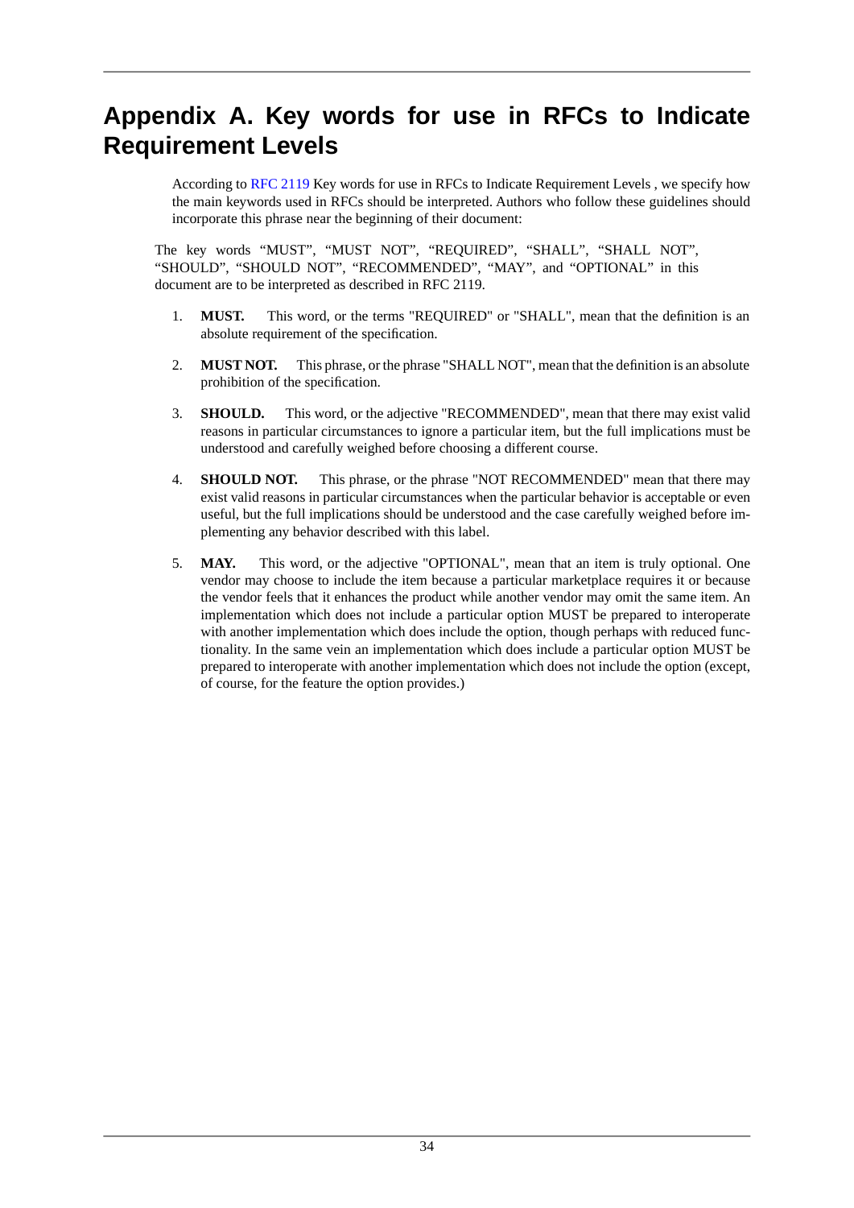# Appendix A. Key words for use in RFCs to Indicate Requirement Levels

According to RFC 2119 Key words for use in RFCs to Indicate Requirement Levels , we specify how the main keywords used in RFCs should be interpreted. Authors who follow these guidelines should incorporate this phrase near the beginning of their document:

The key words “MUST”, “MUST NOT”, “REQUIRED”, “SHALL”, “SHALL NOT”, “SHOULD”, “SHOULD NOT”, “RECOMMENDED”, “MAY”, and “OPTIONAL” in this document are to be interpreted as described in RFC 2119.

1. **MUST.** This word, or the terms "REQUIRED" or "SHALL", mean that the definition is an absolute requirement of the specification.
2. **MUST NOT.** This phrase, or the phrase "SHALL NOT", mean that the definition is an absolute prohibition of the specification.
3. **SHOULD.** This word, or the adjective "RECOMMENDED", mean that there may exist valid reasons in particular circumstances to ignore a particular item, but the full implications must be understood and carefully weighed before choosing a different course.
4. **SHOULD NOT.** This phrase, or the phrase "NOT RECOMMENDED" mean that there may exist valid reasons in particular circumstances when the particular behavior is acceptable or even useful, but the full implications should be understood and the case carefully weighed before implementing any behavior described with this label.
5. **MAY.** This word, or the adjective "OPTIONAL", mean that an item is truly optional. One vendor may choose to include the item because a particular marketplace requires it or because the vendor feels that it enhances the product while another vendor may omit the same item. An implementation which does not include a particular option MUST be prepared to interoperate with another implementation which does include the option, though perhaps with reduced functionality. In the same vein an implementation which does include a particular option MUST be prepared to interoperate with another implementation which does not include the option (except, of course, for the feature the option provides.)